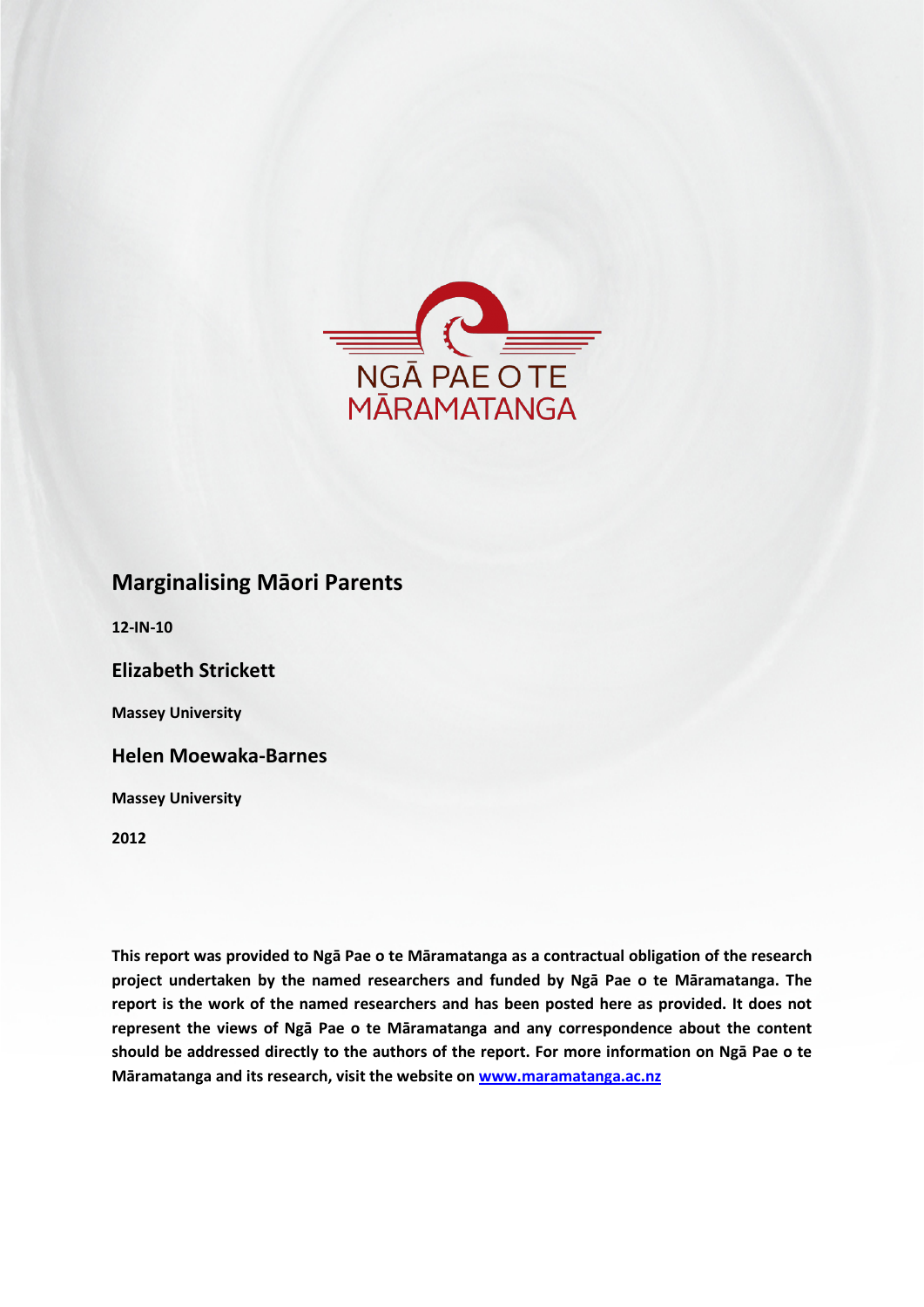NGĀ PAE O TE MĀRAMATANGA

# Marginalising Māori Parents

**12-IN-10**

## Elizabeth Strickett

**Massey University**

## Helen Moewaka-Barnes

**Massey University**

**2012**

**This report was provided to Ngā Pae o te Māramatanga as a contractual obligation of the research project undertaken by the named researchers and funded by Ngā Pae o te Māramatanga. The report is the work of the named researchers and has been posted here as provided. It does not represent the views of Ngā Pae o te Māramatanga and any correspondence about the content should be addressed directly to the authors of the report. For more information on Ngā Pae o te Māramatanga and its research, visit the website on [www.maramatanga.ac.nz](http://www.maramatanga.ac.nz)**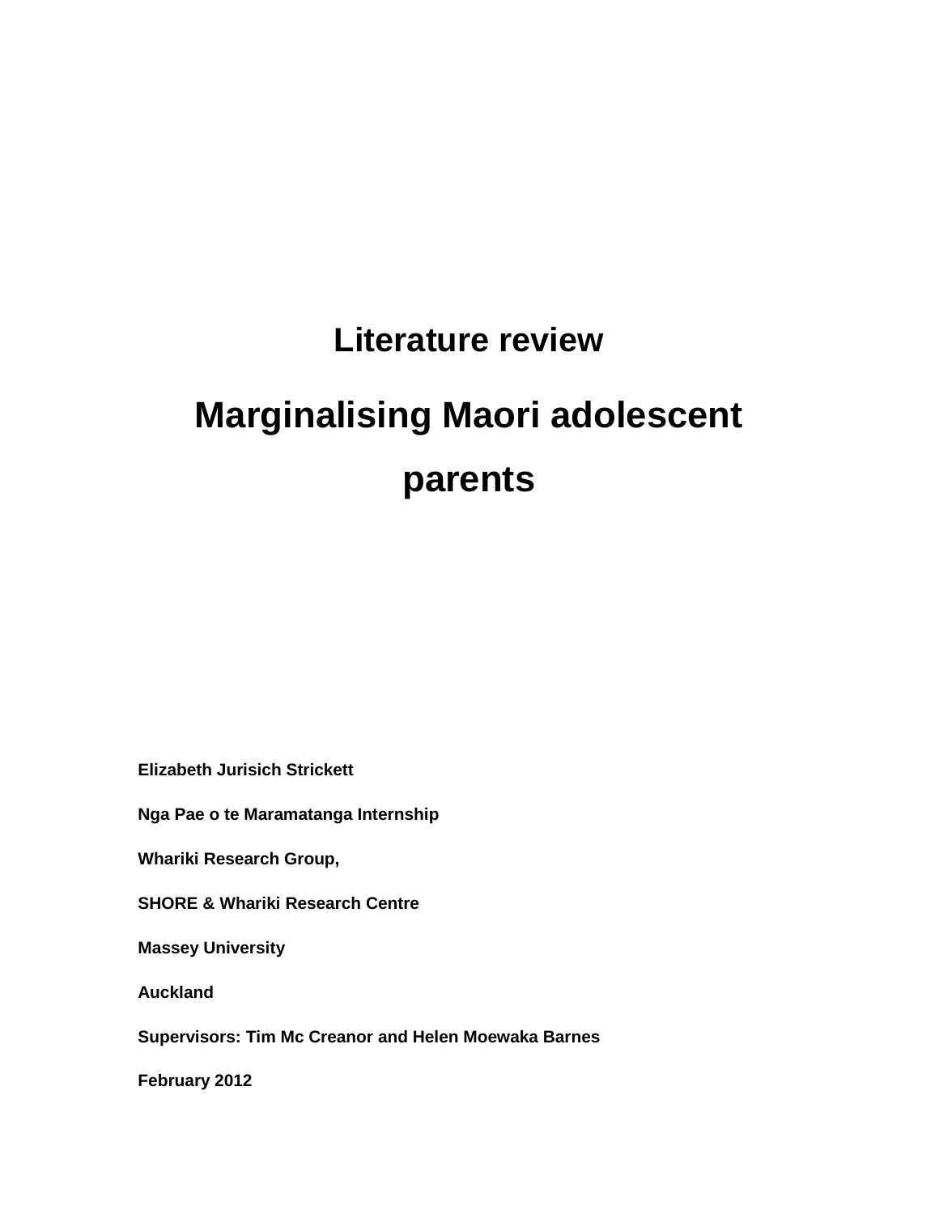# Literature review

# Marginalising Maori adolescent parents

**Elizabeth Jurisich Strickett**

**Nga Pae o te Maramatanga Internship**

**Whariki Research Group,**

**SHORE & Whariki Research Centre**

**Massey University**

**Auckland**

**Supervisors: Tim Mc Creanor and Helen Moewaka Barnes**

**February 2012**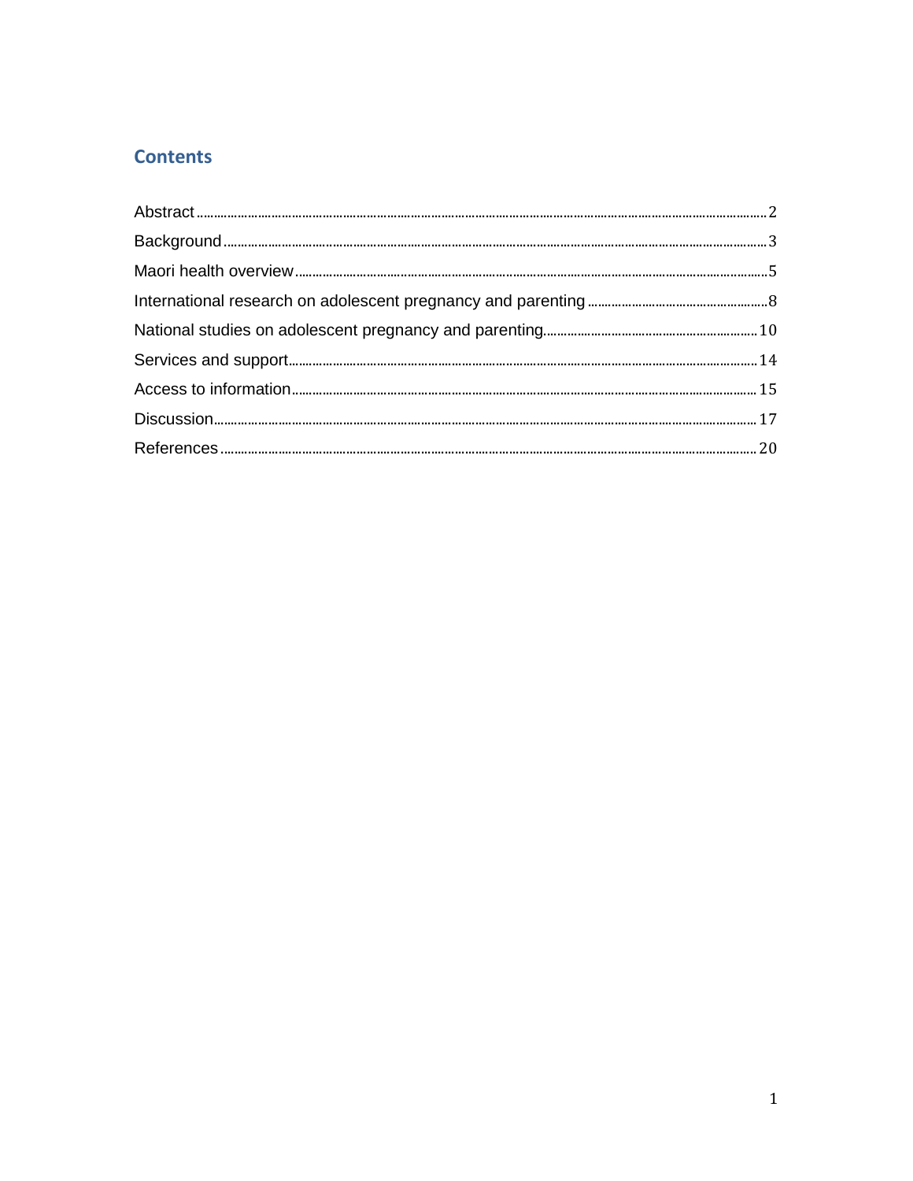## Contents

Abstract ... 2

Background ... 3

Maori health overview ... 5

International research on adolescent pregnancy and parenting ... 8

National studies on adolescent pregnancy and parenting ... 10

Services and support ... 14

Access to information ... 15

Discussion ... 17

References ... 20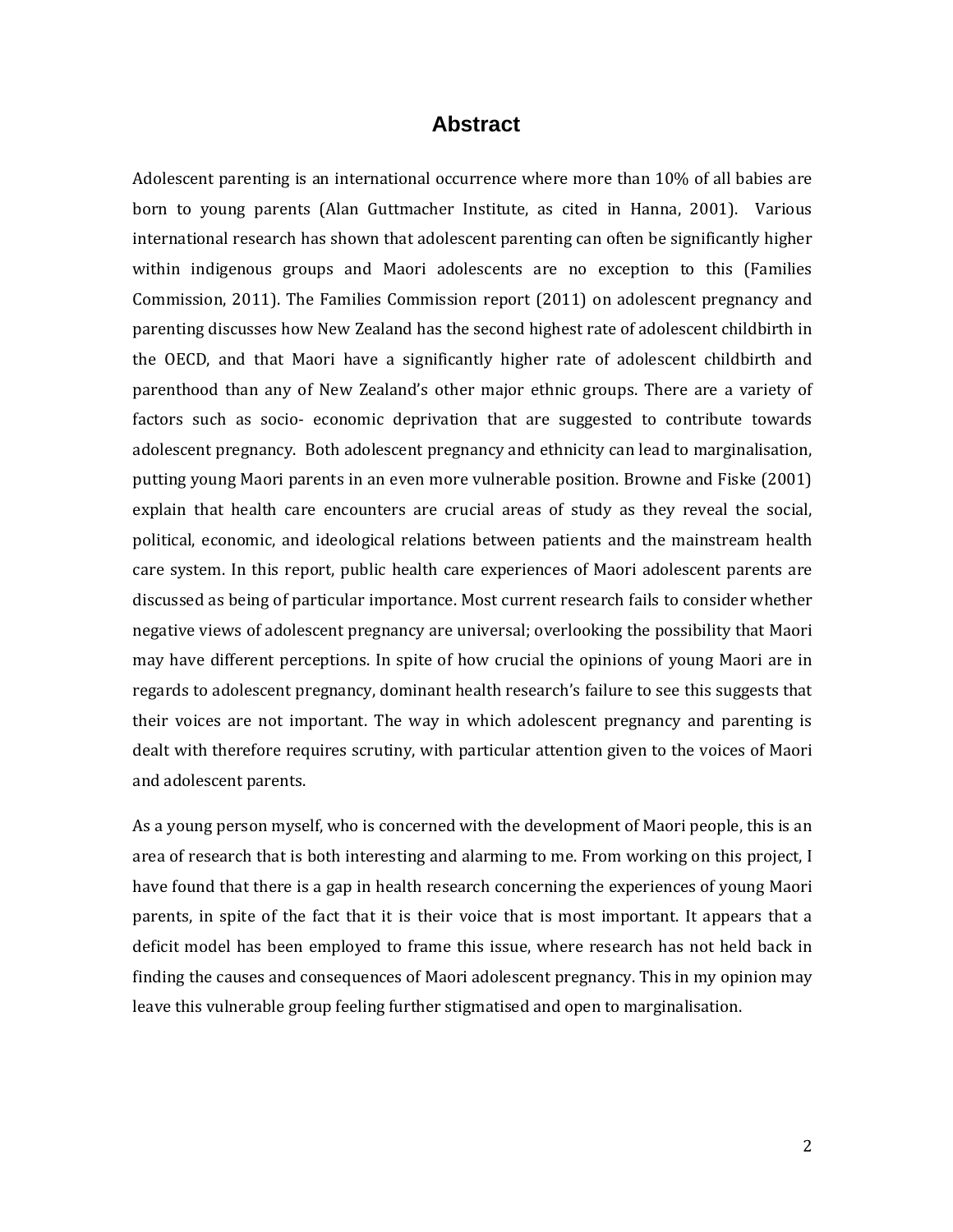# Abstract

Adolescent parenting is an international occurrence where more than 10% of all babies are born to young parents (Alan Guttmacher Institute, as cited in Hanna, 2001). Various international research has shown that adolescent parenting can often be significantly higher within indigenous groups and Maori adolescents are no exception to this (Families Commission, 2011). The Families Commission report (2011) on adolescent pregnancy and parenting discusses how New Zealand has the second highest rate of adolescent childbirth in the OECD, and that Maori have a significantly higher rate of adolescent childbirth and parenthood than any of New Zealand's other major ethnic groups. There are a variety of factors such as socio- economic deprivation that are suggested to contribute towards adolescent pregnancy. Both adolescent pregnancy and ethnicity can lead to marginalisation, putting young Maori parents in an even more vulnerable position. Browne and Fiske (2001) explain that health care encounters are crucial areas of study as they reveal the social, political, economic, and ideological relations between patients and the mainstream health care system. In this report, public health care experiences of Maori adolescent parents are discussed as being of particular importance. Most current research fails to consider whether negative views of adolescent pregnancy are universal; overlooking the possibility that Maori may have different perceptions. In spite of how crucial the opinions of young Maori are in regards to adolescent pregnancy, dominant health research's failure to see this suggests that their voices are not important. The way in which adolescent pregnancy and parenting is dealt with therefore requires scrutiny, with particular attention given to the voices of Maori and adolescent parents.

As a young person myself, who is concerned with the development of Maori people, this is an area of research that is both interesting and alarming to me. From working on this project, I have found that there is a gap in health research concerning the experiences of young Maori parents, in spite of the fact that it is their voice that is most important. It appears that a deficit model has been employed to frame this issue, where research has not held back in finding the causes and consequences of Maori adolescent pregnancy. This in my opinion may leave this vulnerable group feeling further stigmatised and open to marginalisation.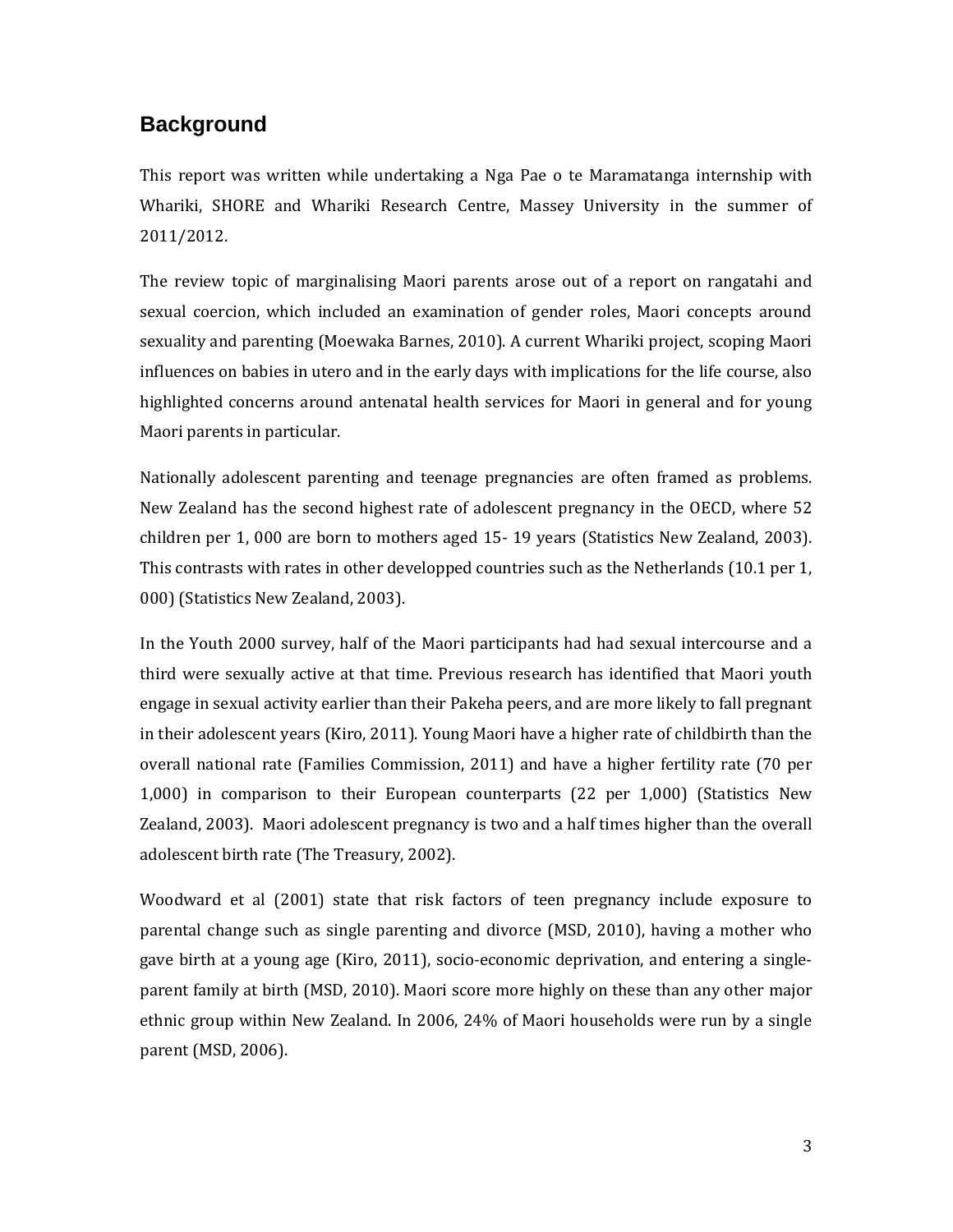## Background

This report was written while undertaking a Nga Pae o te Maramatanga internship with Whariki, SHORE and Whariki Research Centre, Massey University in the summer of 2011/2012.

The review topic of marginalising Maori parents arose out of a report on rangatahi and sexual coercion, which included an examination of gender roles, Maori concepts around sexuality and parenting (Moewaka Barnes, 2010). A current Whariki project, scoping Maori influences on babies in utero and in the early days with implications for the life course, also highlighted concerns around antenatal health services for Maori in general and for young Maori parents in particular.

Nationally adolescent parenting and teenage pregnancies are often framed as problems. New Zealand has the second highest rate of adolescent pregnancy in the OECD, where 52 children per 1, 000 are born to mothers aged 15- 19 years (Statistics New Zealand, 2003). This contrasts with rates in other developped countries such as the Netherlands (10.1 per 1, 000) (Statistics New Zealand, 2003).

In the Youth 2000 survey, half of the Maori participants had had sexual intercourse and a third were sexually active at that time. Previous research has identified that Maori youth engage in sexual activity earlier than their Pakeha peers, and are more likely to fall pregnant in their adolescent years (Kiro, 2011). Young Maori have a higher rate of childbirth than the overall national rate (Families Commission, 2011) and have a higher fertility rate (70 per 1,000) in comparison to their European counterparts (22 per 1,000) (Statistics New Zealand, 2003). Maori adolescent pregnancy is two and a half times higher than the overall adolescent birth rate (The Treasury, 2002).

Woodward et al (2001) state that risk factors of teen pregnancy include exposure to parental change such as single parenting and divorce (MSD, 2010), having a mother who gave birth at a young age (Kiro, 2011), socio-economic deprivation, and entering a single-parent family at birth (MSD, 2010). Maori score more highly on these than any other major ethnic group within New Zealand. In 2006, 24% of Maori households were run by a single parent (MSD, 2006).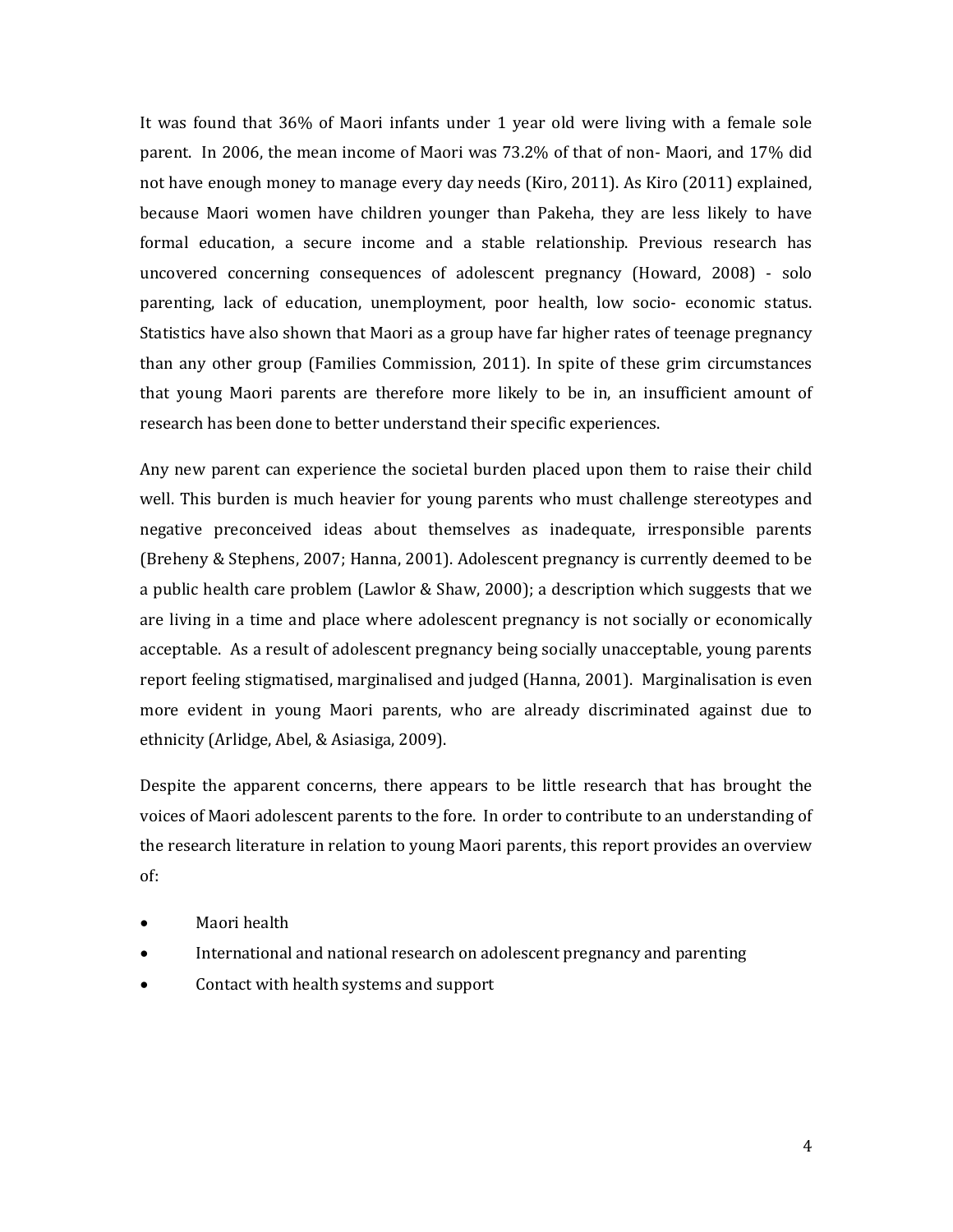It was found that 36% of Maori infants under 1 year old were living with a female sole parent. In 2006, the mean income of Maori was 73.2% of that of non- Maori, and 17% did not have enough money to manage every day needs (Kiro, 2011). As Kiro (2011) explained, because Maori women have children younger than Pakeha, they are less likely to have formal education, a secure income and a stable relationship. Previous research has uncovered concerning consequences of adolescent pregnancy (Howard, 2008) - solo parenting, lack of education, unemployment, poor health, low socio- economic status. Statistics have also shown that Maori as a group have far higher rates of teenage pregnancy than any other group (Families Commission, 2011). In spite of these grim circumstances that young Maori parents are therefore more likely to be in, an insufficient amount of research has been done to better understand their specific experiences.

Any new parent can experience the societal burden placed upon them to raise their child well. This burden is much heavier for young parents who must challenge stereotypes and negative preconceived ideas about themselves as inadequate, irresponsible parents (Breheny & Stephens, 2007; Hanna, 2001). Adolescent pregnancy is currently deemed to be a public health care problem (Lawlor & Shaw, 2000); a description which suggests that we are living in a time and place where adolescent pregnancy is not socially or economically acceptable. As a result of adolescent pregnancy being socially unacceptable, young parents report feeling stigmatised, marginalised and judged (Hanna, 2001). Marginalisation is even more evident in young Maori parents, who are already discriminated against due to ethnicity (Arlidge, Abel, & Asiasiga, 2009).

Despite the apparent concerns, there appears to be little research that has brought the voices of Maori adolescent parents to the fore. In order to contribute to an understanding of the research literature in relation to young Maori parents, this report provides an overview of:

- Maori health
- International and national research on adolescent pregnancy and parenting
- Contact with health systems and support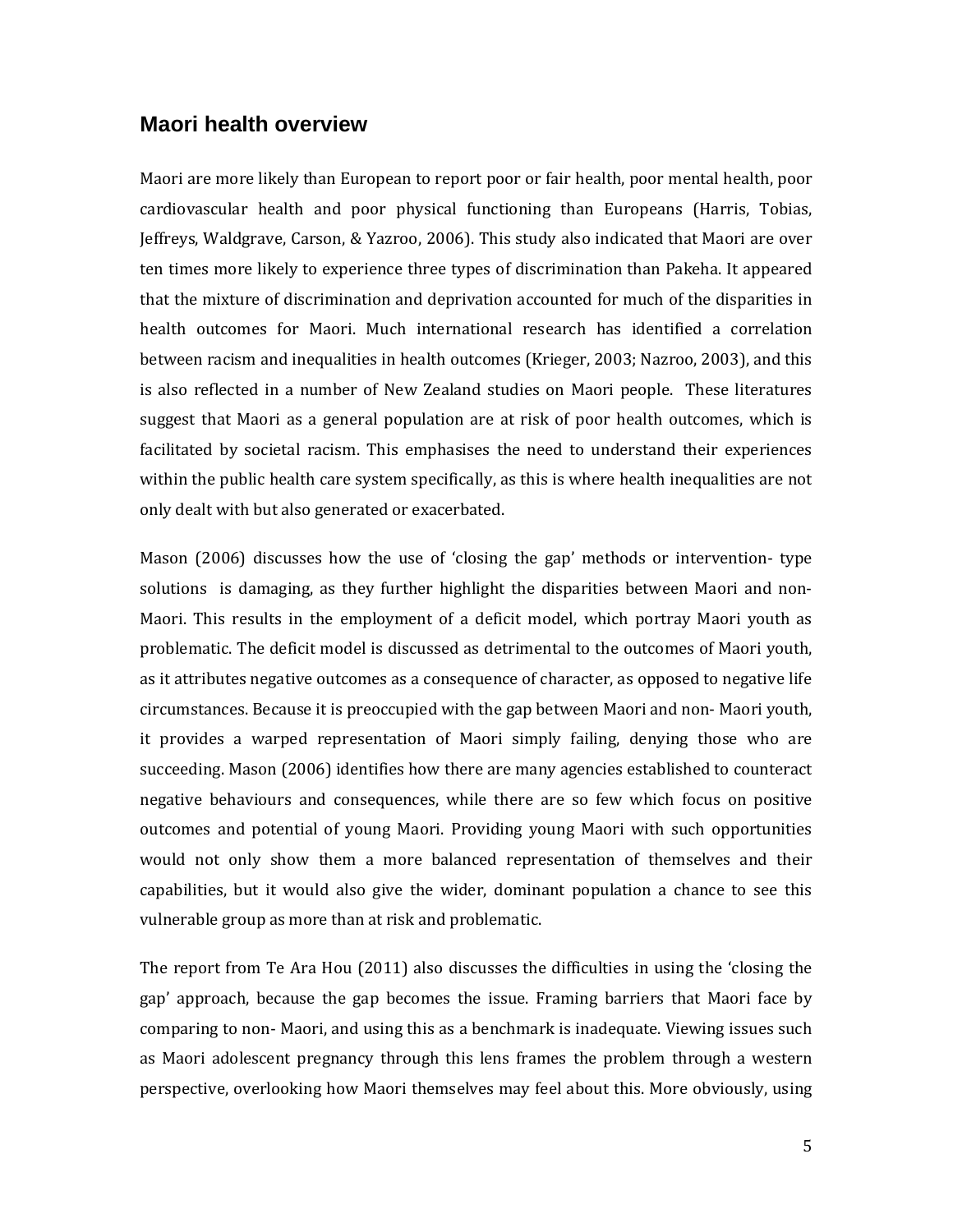## Maori health overview

Maori are more likely than European to report poor or fair health, poor mental health, poor cardiovascular health and poor physical functioning than Europeans (Harris, Tobias, Jeffreys, Waldgrave, Carson, & Yazroo, 2006). This study also indicated that Maori are over ten times more likely to experience three types of discrimination than Pakeha. It appeared that the mixture of discrimination and deprivation accounted for much of the disparities in health outcomes for Maori. Much international research has identified a correlation between racism and inequalities in health outcomes (Krieger, 2003; Nazroo, 2003), and this is also reflected in a number of New Zealand studies on Maori people. These literatures suggest that Maori as a general population are at risk of poor health outcomes, which is facilitated by societal racism. This emphasises the need to understand their experiences within the public health care system specifically, as this is where health inequalities are not only dealt with but also generated or exacerbated.

Mason (2006) discusses how the use of 'closing the gap' methods or intervention- type solutions is damaging, as they further highlight the disparities between Maori and non-Maori. This results in the employment of a deficit model, which portray Maori youth as problematic. The deficit model is discussed as detrimental to the outcomes of Maori youth, as it attributes negative outcomes as a consequence of character, as opposed to negative life circumstances. Because it is preoccupied with the gap between Maori and non- Maori youth, it provides a warped representation of Maori simply failing, denying those who are succeeding. Mason (2006) identifies how there are many agencies established to counteract negative behaviours and consequences, while there are so few which focus on positive outcomes and potential of young Maori. Providing young Maori with such opportunities would not only show them a more balanced representation of themselves and their capabilities, but it would also give the wider, dominant population a chance to see this vulnerable group as more than at risk and problematic.

The report from Te Ara Hou (2011) also discusses the difficulties in using the 'closing the gap' approach, because the gap becomes the issue. Framing barriers that Maori face by comparing to non- Maori, and using this as a benchmark is inadequate. Viewing issues such as Maori adolescent pregnancy through this lens frames the problem through a western perspective, overlooking how Maori themselves may feel about this. More obviously, using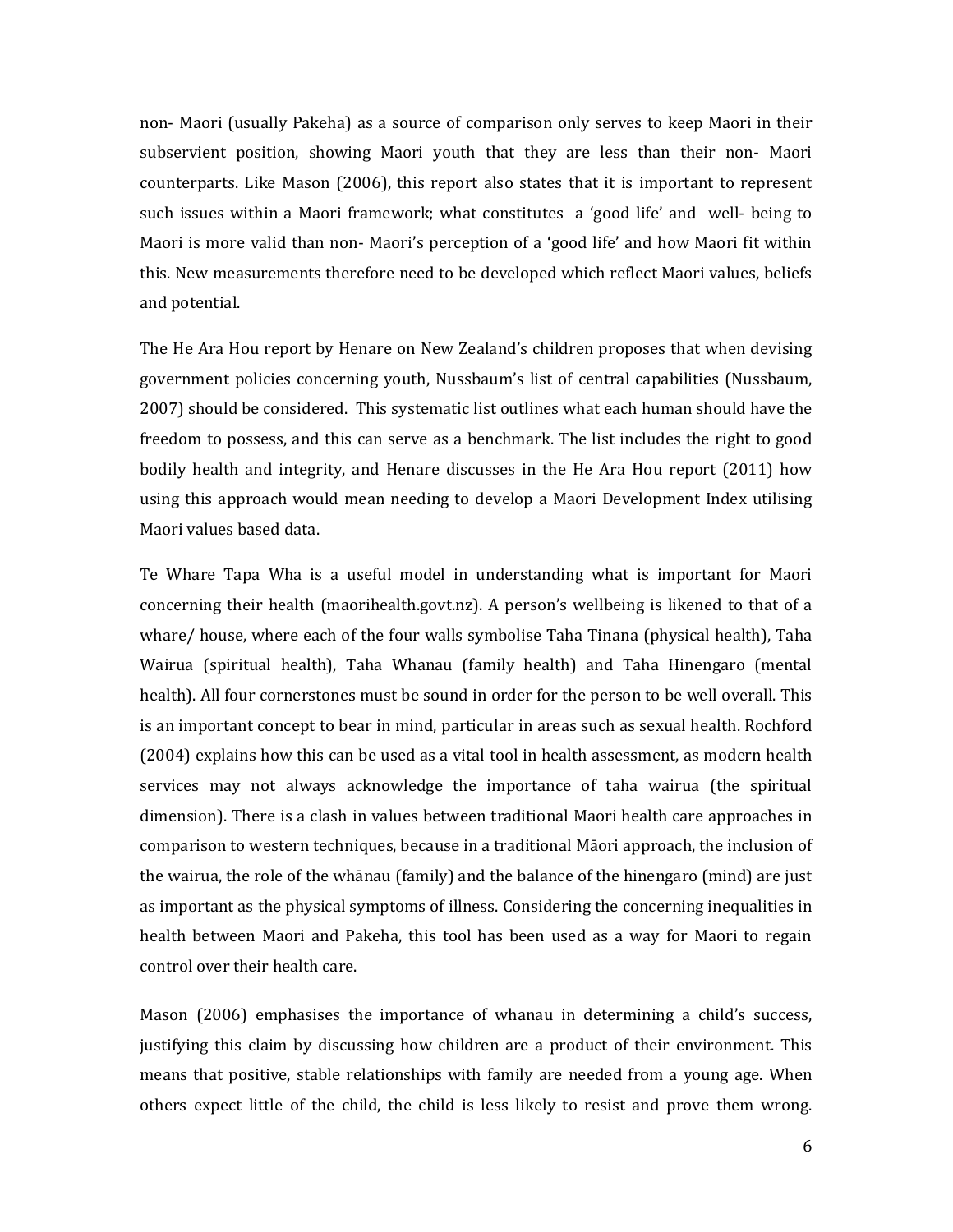non- Maori (usually Pakeha) as a source of comparison only serves to keep Maori in their subservient position, showing Maori youth that they are less than their non- Maori counterparts. Like Mason (2006), this report also states that it is important to represent such issues within a Maori framework; what constitutes a 'good life' and well- being to Maori is more valid than non- Maori's perception of a 'good life' and how Maori fit within this. New measurements therefore need to be developed which reflect Maori values, beliefs and potential.

The He Ara Hou report by Henare on New Zealand's children proposes that when devising government policies concerning youth, Nussbaum's list of central capabilities (Nussbaum, 2007) should be considered. This systematic list outlines what each human should have the freedom to possess, and this can serve as a benchmark. The list includes the right to good bodily health and integrity, and Henare discusses in the He Ara Hou report (2011) how using this approach would mean needing to develop a Maori Development Index utilising Maori values based data.

Te Whare Tapa Wha is a useful model in understanding what is important for Maori concerning their health (maorihealth.govt.nz). A person's wellbeing is likened to that of a whare/ house, where each of the four walls symbolise Taha Tinana (physical health), Taha Wairua (spiritual health), Taha Whanau (family health) and Taha Hinengaro (mental health). All four cornerstones must be sound in order for the person to be well overall. This is an important concept to bear in mind, particular in areas such as sexual health. Rochford (2004) explains how this can be used as a vital tool in health assessment, as modern health services may not always acknowledge the importance of taha wairua (the spiritual dimension). There is a clash in values between traditional Maori health care approaches in comparison to western techniques, because in a traditional Māori approach, the inclusion of the wairua, the role of the whānau (family) and the balance of the hinengaro (mind) are just as important as the physical symptoms of illness. Considering the concerning inequalities in health between Maori and Pakeha, this tool has been used as a way for Maori to regain control over their health care.

Mason (2006) emphasises the importance of whanau in determining a child's success, justifying this claim by discussing how children are a product of their environment. This means that positive, stable relationships with family are needed from a young age. When others expect little of the child, the child is less likely to resist and prove them wrong.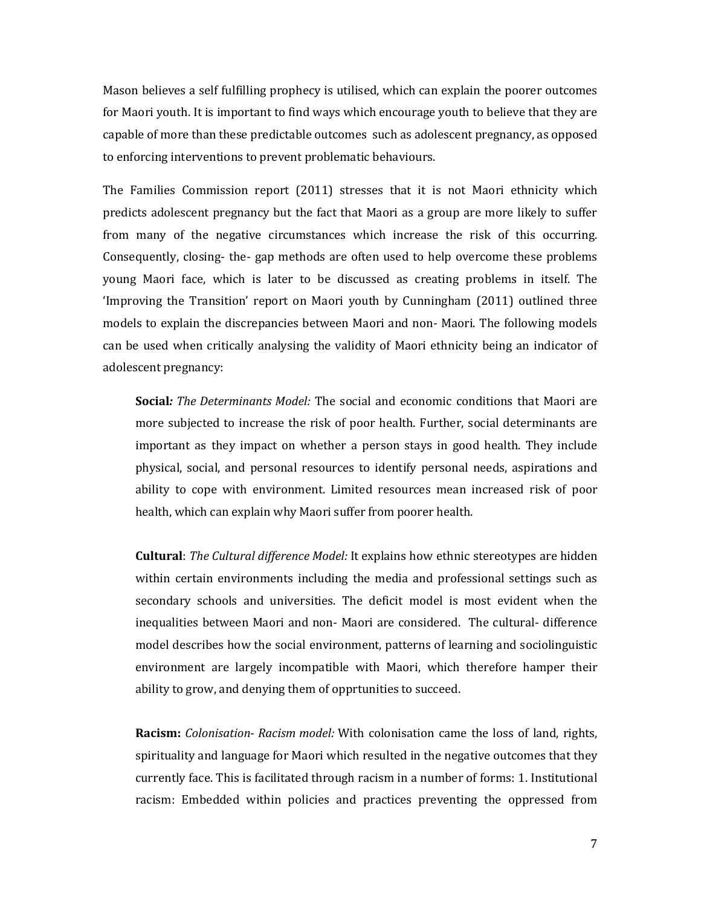Mason believes a self fulfilling prophecy is utilised, which can explain the poorer outcomes for Maori youth. It is important to find ways which encourage youth to believe that they are capable of more than these predictable outcomes such as adolescent pregnancy, as opposed to enforcing interventions to prevent problematic behaviours.

The Families Commission report (2011) stresses that it is not Maori ethnicity which predicts adolescent pregnancy but the fact that Maori as a group are more likely to suffer from many of the negative circumstances which increase the risk of this occurring. Consequently, closing- the- gap methods are often used to help overcome these problems young Maori face, which is later to be discussed as creating problems in itself. The 'Improving the Transition' report on Maori youth by Cunningham (2011) outlined three models to explain the discrepancies between Maori and non- Maori. The following models can be used when critically analysing the validity of Maori ethnicity being an indicator of adolescent pregnancy:

> **Social***: The Determinants Model:* The social and economic conditions that Maori are more subjected to increase the risk of poor health. Further, social determinants are important as they impact on whether a person stays in good health. They include physical, social, and personal resources to identify personal needs, aspirations and ability to cope with environment. Limited resources mean increased risk of poor health, which can explain why Maori suffer from poorer health.
>
> **Cultural**: *The Cultural difference Model:* It explains how ethnic stereotypes are hidden within certain environments including the media and professional settings such as secondary schools and universities. The deficit model is most evident when the inequalities between Maori and non- Maori are considered. The cultural- difference model describes how the social environment, patterns of learning and sociolinguistic environment are largely incompatible with Maori, which therefore hamper their ability to grow, and denying them of opprtunities to succeed.
>
> **Racism:** *Colonisation- Racism model:* With colonisation came the loss of land, rights, spirituality and language for Maori which resulted in the negative outcomes that they currently face. This is facilitated through racism in a number of forms: 1. Institutional racism: Embedded within policies and practices preventing the oppressed from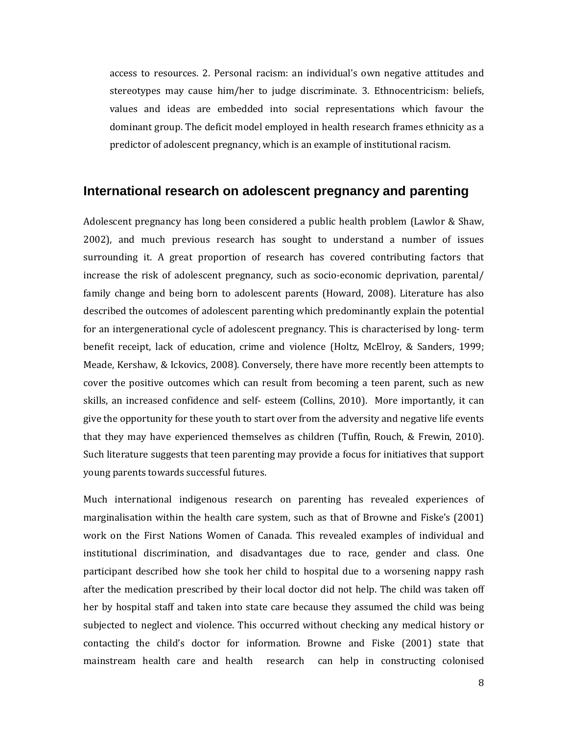access to resources. 2. Personal racism: an individual's own negative attitudes and stereotypes may cause him/her to judge discriminate. 3. Ethnocentricism: beliefs, values and ideas are embedded into social representations which favour the dominant group. The deficit model employed in health research frames ethnicity as a predictor of adolescent pregnancy, which is an example of institutional racism.

## International research on adolescent pregnancy and parenting

Adolescent pregnancy has long been considered a public health problem (Lawlor & Shaw, 2002), and much previous research has sought to understand a number of issues surrounding it. A great proportion of research has covered contributing factors that increase the risk of adolescent pregnancy, such as socio-economic deprivation, parental/ family change and being born to adolescent parents (Howard, 2008). Literature has also described the outcomes of adolescent parenting which predominantly explain the potential for an intergenerational cycle of adolescent pregnancy. This is characterised by long- term benefit receipt, lack of education, crime and violence (Holtz, McElroy, & Sanders, 1999; Meade, Kershaw, & Ickovics, 2008). Conversely, there have more recently been attempts to cover the positive outcomes which can result from becoming a teen parent, such as new skills, an increased confidence and self- esteem (Collins, 2010). More importantly, it can give the opportunity for these youth to start over from the adversity and negative life events that they may have experienced themselves as children (Tuffin, Rouch, & Frewin, 2010). Such literature suggests that teen parenting may provide a focus for initiatives that support young parents towards successful futures.

Much international indigenous research on parenting has revealed experiences of marginalisation within the health care system, such as that of Browne and Fiske's (2001) work on the First Nations Women of Canada. This revealed examples of individual and institutional discrimination, and disadvantages due to race, gender and class. One participant described how she took her child to hospital due to a worsening nappy rash after the medication prescribed by their local doctor did not help. The child was taken off her by hospital staff and taken into state care because they assumed the child was being subjected to neglect and violence. This occurred without checking any medical history or contacting the child's doctor for information. Browne and Fiske (2001) state that mainstream health care and health research can help in constructing colonised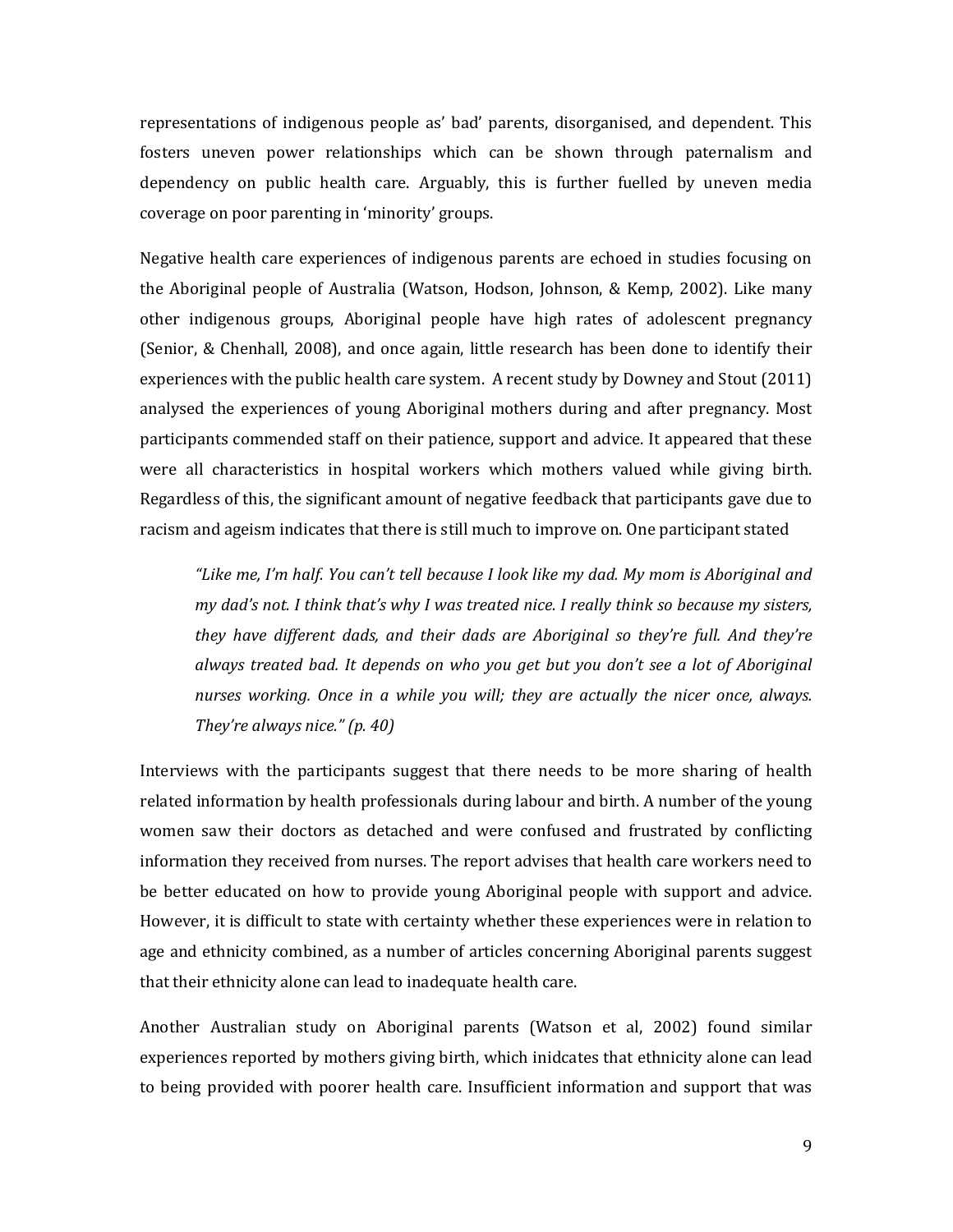representations of indigenous people as' bad' parents, disorganised, and dependent. This fosters uneven power relationships which can be shown through paternalism and dependency on public health care. Arguably, this is further fuelled by uneven media coverage on poor parenting in 'minority' groups.

Negative health care experiences of indigenous parents are echoed in studies focusing on the Aboriginal people of Australia (Watson, Hodson, Johnson, & Kemp, 2002). Like many other indigenous groups, Aboriginal people have high rates of adolescent pregnancy (Senior, & Chenhall, 2008), and once again, little research has been done to identify their experiences with the public health care system. A recent study by Downey and Stout (2011) analysed the experiences of young Aboriginal mothers during and after pregnancy. Most participants commended staff on their patience, support and advice. It appeared that these were all characteristics in hospital workers which mothers valued while giving birth. Regardless of this, the significant amount of negative feedback that participants gave due to racism and ageism indicates that there is still much to improve on. One participant stated

> *"Like me, I'm half. You can't tell because I look like my dad. My mom is Aboriginal and my dad's not. I think that's why I was treated nice. I really think so because my sisters, they have different dads, and their dads are Aboriginal so they're full. And they're always treated bad. It depends on who you get but you don't see a lot of Aboriginal nurses working. Once in a while you will; they are actually the nicer once, always. They're always nice." (p. 40)*

Interviews with the participants suggest that there needs to be more sharing of health related information by health professionals during labour and birth. A number of the young women saw their doctors as detached and were confused and frustrated by conflicting information they received from nurses. The report advises that health care workers need to be better educated on how to provide young Aboriginal people with support and advice. However, it is difficult to state with certainty whether these experiences were in relation to age and ethnicity combined, as a number of articles concerning Aboriginal parents suggest that their ethnicity alone can lead to inadequate health care.

Another Australian study on Aboriginal parents (Watson et al, 2002) found similar experiences reported by mothers giving birth, which inidcates that ethnicity alone can lead to being provided with poorer health care. Insufficient information and support that was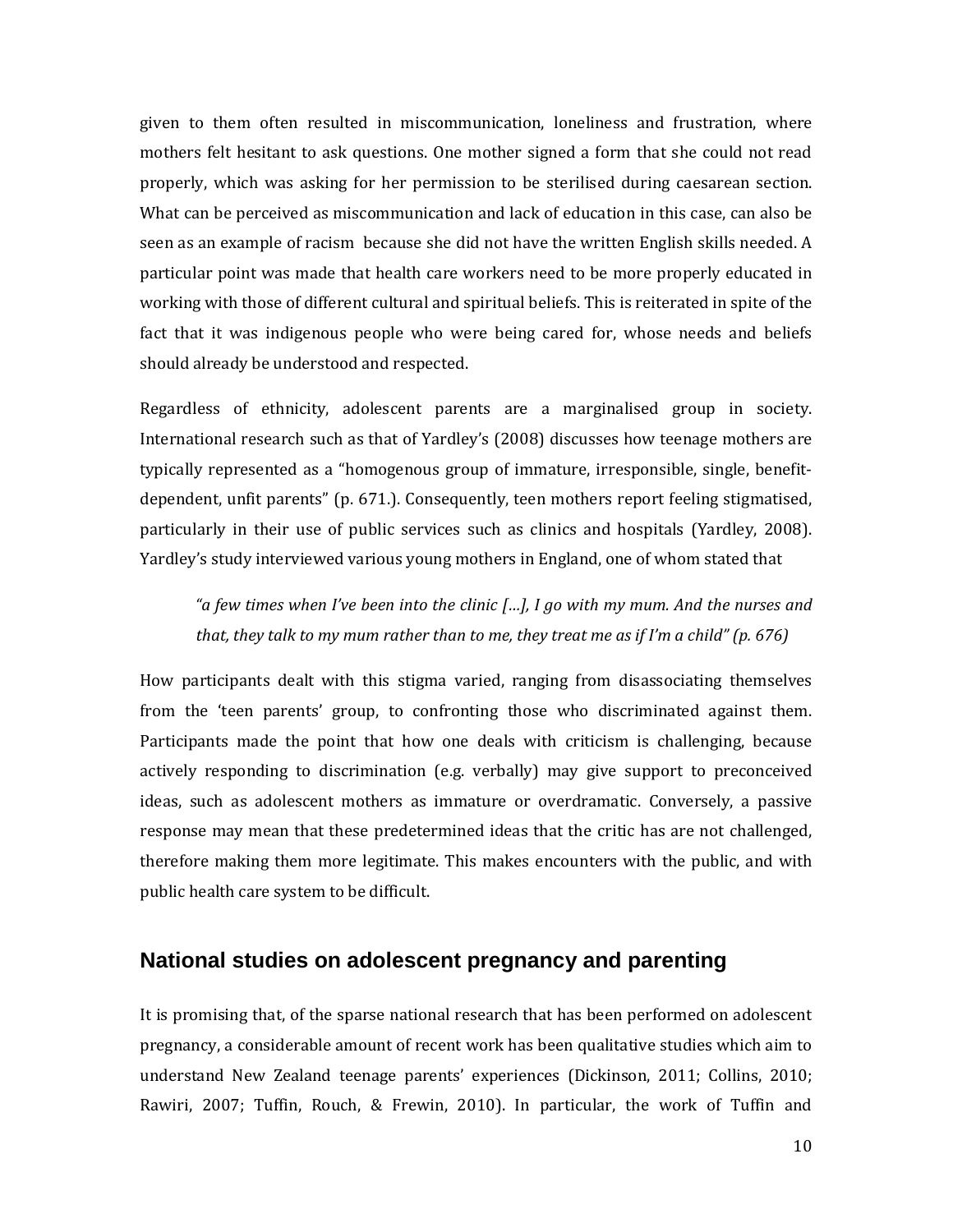given to them often resulted in miscommunication, loneliness and frustration, where mothers felt hesitant to ask questions. One mother signed a form that she could not read properly, which was asking for her permission to be sterilised during caesarean section. What can be perceived as miscommunication and lack of education in this case, can also be seen as an example of racism because she did not have the written English skills needed. A particular point was made that health care workers need to be more properly educated in working with those of different cultural and spiritual beliefs. This is reiterated in spite of the fact that it was indigenous people who were being cared for, whose needs and beliefs should already be understood and respected.

Regardless of ethnicity, adolescent parents are a marginalised group in society. International research such as that of Yardley's (2008) discusses how teenage mothers are typically represented as a "homogenous group of immature, irresponsible, single, benefit-dependent, unfit parents" (p. 671.). Consequently, teen mothers report feeling stigmatised, particularly in their use of public services such as clinics and hospitals (Yardley, 2008). Yardley's study interviewed various young mothers in England, one of whom stated that

> *"a few times when I've been into the clinic […], I go with my mum. And the nurses and that, they talk to my mum rather than to me, they treat me as if I'm a child" (p. 676)*

How participants dealt with this stigma varied, ranging from disassociating themselves from the 'teen parents' group, to confronting those who discriminated against them. Participants made the point that how one deals with criticism is challenging, because actively responding to discrimination (e.g. verbally) may give support to preconceived ideas, such as adolescent mothers as immature or overdramatic. Conversely, a passive response may mean that these predetermined ideas that the critic has are not challenged, therefore making them more legitimate. This makes encounters with the public, and with public health care system to be difficult.

## National studies on adolescent pregnancy and parenting

It is promising that, of the sparse national research that has been performed on adolescent pregnancy, a considerable amount of recent work has been qualitative studies which aim to understand New Zealand teenage parents' experiences (Dickinson, 2011; Collins, 2010; Rawiri, 2007; Tuffin, Rouch, & Frewin, 2010). In particular, the work of Tuffin and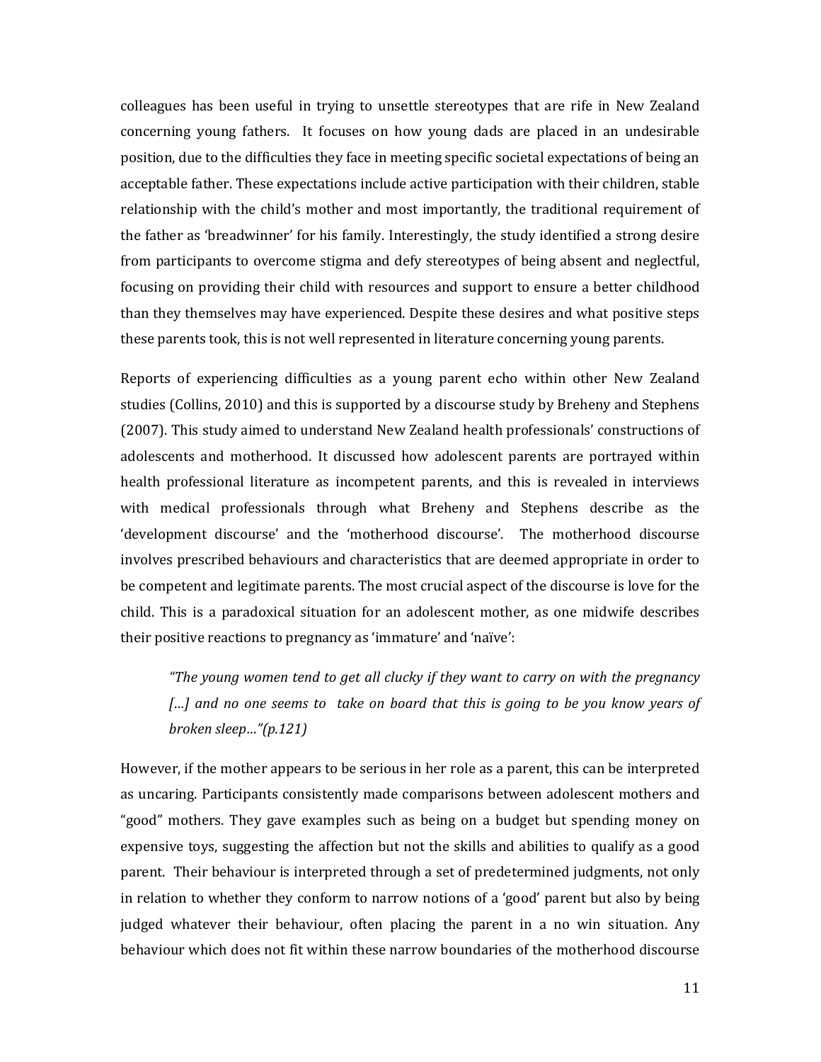colleagues has been useful in trying to unsettle stereotypes that are rife in New Zealand concerning young fathers. It focuses on how young dads are placed in an undesirable position, due to the difficulties they face in meeting specific societal expectations of being an acceptable father. These expectations include active participation with their children, stable relationship with the child's mother and most importantly, the traditional requirement of the father as 'breadwinner' for his family. Interestingly, the study identified a strong desire from participants to overcome stigma and defy stereotypes of being absent and neglectful, focusing on providing their child with resources and support to ensure a better childhood than they themselves may have experienced. Despite these desires and what positive steps these parents took, this is not well represented in literature concerning young parents.

Reports of experiencing difficulties as a young parent echo within other New Zealand studies (Collins, 2010) and this is supported by a discourse study by Breheny and Stephens (2007). This study aimed to understand New Zealand health professionals' constructions of adolescents and motherhood. It discussed how adolescent parents are portrayed within health professional literature as incompetent parents, and this is revealed in interviews with medical professionals through what Breheny and Stephens describe as the 'development discourse' and the 'motherhood discourse'. The motherhood discourse involves prescribed behaviours and characteristics that are deemed appropriate in order to be competent and legitimate parents. The most crucial aspect of the discourse is love for the child. This is a paradoxical situation for an adolescent mother, as one midwife describes their positive reactions to pregnancy as 'immature' and 'naïve':

> *"The young women tend to get all clucky if they want to carry on with the pregnancy […] and no one seems to take on board that this is going to be you know years of broken sleep…"(p.121)*

However, if the mother appears to be serious in her role as a parent, this can be interpreted as uncaring. Participants consistently made comparisons between adolescent mothers and "good" mothers. They gave examples such as being on a budget but spending money on expensive toys, suggesting the affection but not the skills and abilities to qualify as a good parent. Their behaviour is interpreted through a set of predetermined judgments, not only in relation to whether they conform to narrow notions of a 'good' parent but also by being judged whatever their behaviour, often placing the parent in a no win situation. Any behaviour which does not fit within these narrow boundaries of the motherhood discourse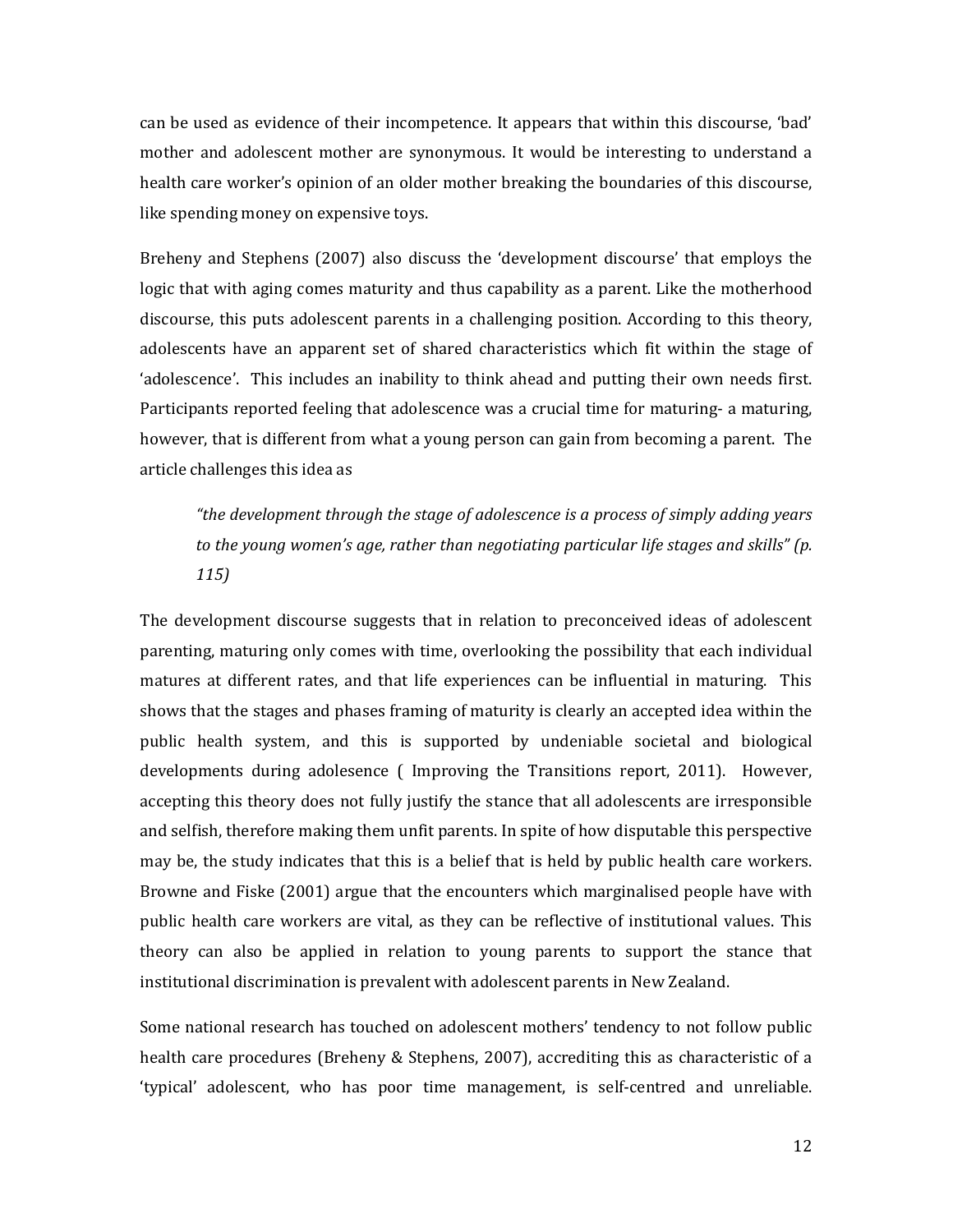can be used as evidence of their incompetence. It appears that within this discourse, 'bad' mother and adolescent mother are synonymous. It would be interesting to understand a health care worker's opinion of an older mother breaking the boundaries of this discourse, like spending money on expensive toys.

Breheny and Stephens (2007) also discuss the 'development discourse' that employs the logic that with aging comes maturity and thus capability as a parent. Like the motherhood discourse, this puts adolescent parents in a challenging position. According to this theory, adolescents have an apparent set of shared characteristics which fit within the stage of 'adolescence'. This includes an inability to think ahead and putting their own needs first. Participants reported feeling that adolescence was a crucial time for maturing- a maturing, however, that is different from what a young person can gain from becoming a parent. The article challenges this idea as

> *"the development through the stage of adolescence is a process of simply adding years to the young women's age, rather than negotiating particular life stages and skills" (p. 115)*

The development discourse suggests that in relation to preconceived ideas of adolescent parenting, maturing only comes with time, overlooking the possibility that each individual matures at different rates, and that life experiences can be influential in maturing. This shows that the stages and phases framing of maturity is clearly an accepted idea within the public health system, and this is supported by undeniable societal and biological developments during adolesence ( Improving the Transitions report, 2011). However, accepting this theory does not fully justify the stance that all adolescents are irresponsible and selfish, therefore making them unfit parents. In spite of how disputable this perspective may be, the study indicates that this is a belief that is held by public health care workers. Browne and Fiske (2001) argue that the encounters which marginalised people have with public health care workers are vital, as they can be reflective of institutional values. This theory can also be applied in relation to young parents to support the stance that institutional discrimination is prevalent with adolescent parents in New Zealand.

Some national research has touched on adolescent mothers' tendency to not follow public health care procedures (Breheny & Stephens, 2007), accrediting this as characteristic of a 'typical' adolescent, who has poor time management, is self-centred and unreliable.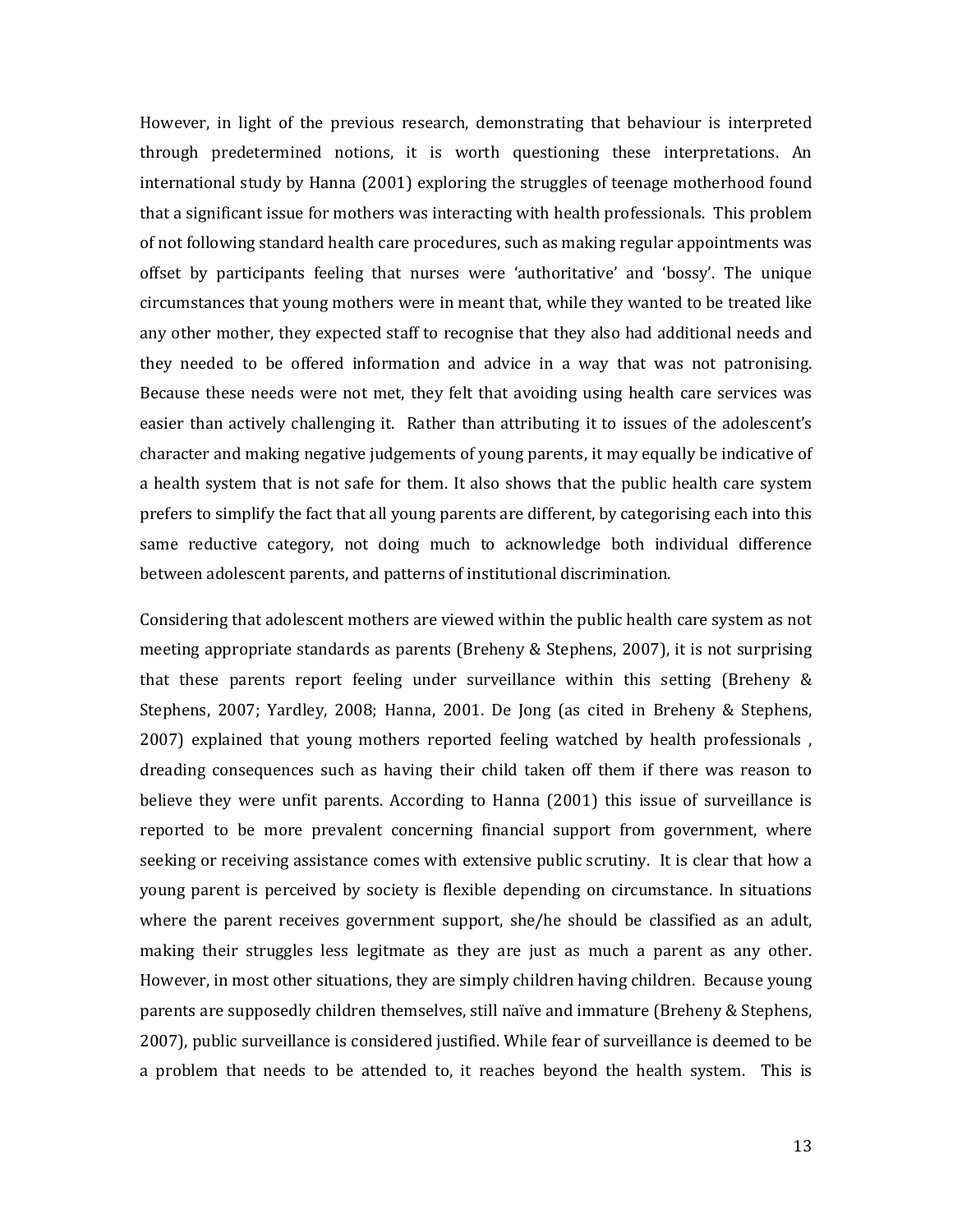However, in light of the previous research, demonstrating that behaviour is interpreted through predetermined notions, it is worth questioning these interpretations. An international study by Hanna (2001) exploring the struggles of teenage motherhood found that a significant issue for mothers was interacting with health professionals. This problem of not following standard health care procedures, such as making regular appointments was offset by participants feeling that nurses were 'authoritative' and 'bossy'. The unique circumstances that young mothers were in meant that, while they wanted to be treated like any other mother, they expected staff to recognise that they also had additional needs and they needed to be offered information and advice in a way that was not patronising. Because these needs were not met, they felt that avoiding using health care services was easier than actively challenging it. Rather than attributing it to issues of the adolescent's character and making negative judgements of young parents, it may equally be indicative of a health system that is not safe for them. It also shows that the public health care system prefers to simplify the fact that all young parents are different, by categorising each into this same reductive category, not doing much to acknowledge both individual difference between adolescent parents, and patterns of institutional discrimination.

Considering that adolescent mothers are viewed within the public health care system as not meeting appropriate standards as parents (Breheny & Stephens, 2007), it is not surprising that these parents report feeling under surveillance within this setting (Breheny & Stephens, 2007; Yardley, 2008; Hanna, 2001. De Jong (as cited in Breheny & Stephens, 2007) explained that young mothers reported feeling watched by health professionals , dreading consequences such as having their child taken off them if there was reason to believe they were unfit parents. According to Hanna (2001) this issue of surveillance is reported to be more prevalent concerning financial support from government, where seeking or receiving assistance comes with extensive public scrutiny. It is clear that how a young parent is perceived by society is flexible depending on circumstance. In situations where the parent receives government support, she/he should be classified as an adult, making their struggles less legitmate as they are just as much a parent as any other. However, in most other situations, they are simply children having children. Because young parents are supposedly children themselves, still naïve and immature (Breheny & Stephens, 2007), public surveillance is considered justified. While fear of surveillance is deemed to be a problem that needs to be attended to, it reaches beyond the health system. This is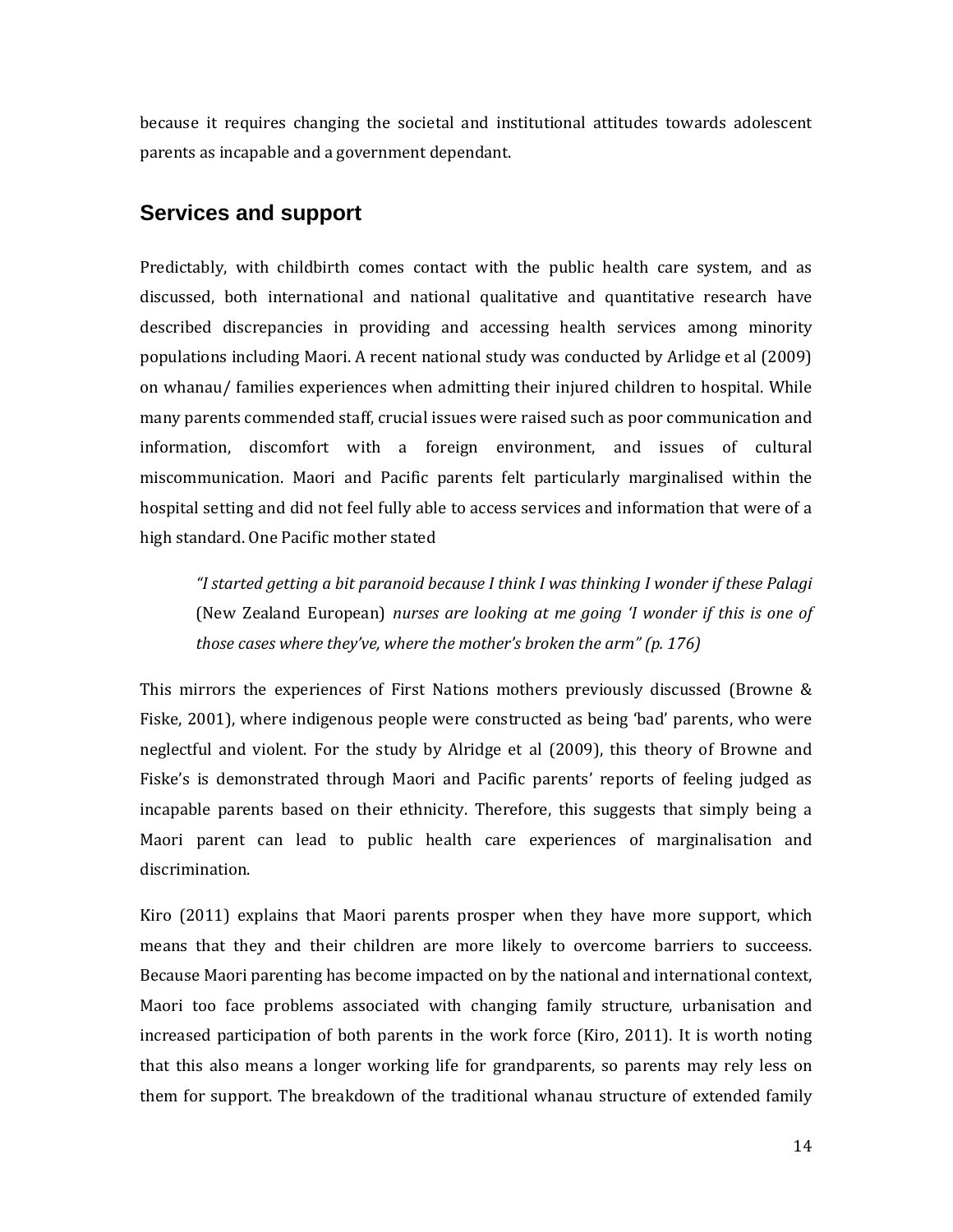because it requires changing the societal and institutional attitudes towards adolescent parents as incapable and a government dependant.

## Services and support

Predictably, with childbirth comes contact with the public health care system, and as discussed, both international and national qualitative and quantitative research have described discrepancies in providing and accessing health services among minority populations including Maori. A recent national study was conducted by Arlidge et al (2009) on whanau/ families experiences when admitting their injured children to hospital. While many parents commended staff, crucial issues were raised such as poor communication and information, discomfort with a foreign environment, and issues of cultural miscommunication. Maori and Pacific parents felt particularly marginalised within the hospital setting and did not feel fully able to access services and information that were of a high standard. One Pacific mother stated

> *"I started getting a bit paranoid because I think I was thinking I wonder if these Palagi* (New Zealand European) *nurses are looking at me going 'I wonder if this is one of those cases where they've, where the mother's broken the arm" (p. 176)*

This mirrors the experiences of First Nations mothers previously discussed (Browne & Fiske, 2001), where indigenous people were constructed as being 'bad' parents, who were neglectful and violent. For the study by Alridge et al (2009), this theory of Browne and Fiske's is demonstrated through Maori and Pacific parents' reports of feeling judged as incapable parents based on their ethnicity. Therefore, this suggests that simply being a Maori parent can lead to public health care experiences of marginalisation and discrimination.

Kiro (2011) explains that Maori parents prosper when they have more support, which means that they and their children are more likely to overcome barriers to succeess. Because Maori parenting has become impacted on by the national and international context, Maori too face problems associated with changing family structure, urbanisation and increased participation of both parents in the work force (Kiro, 2011). It is worth noting that this also means a longer working life for grandparents, so parents may rely less on them for support. The breakdown of the traditional whanau structure of extended family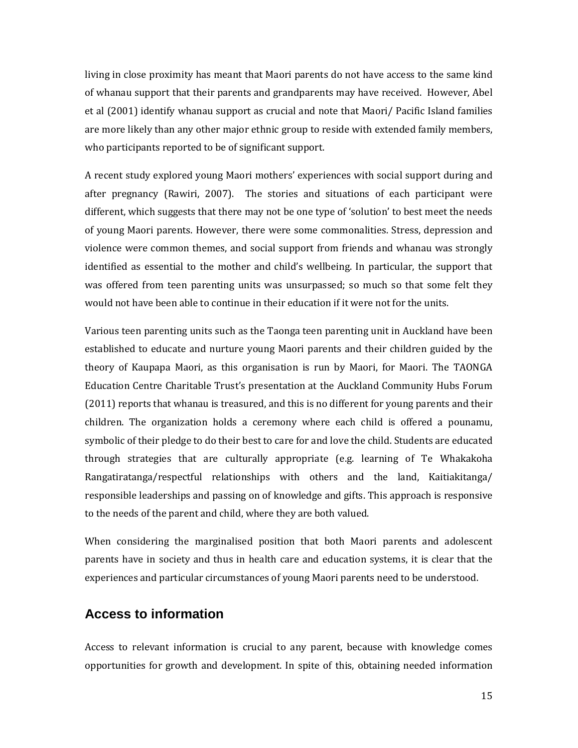living in close proximity has meant that Maori parents do not have access to the same kind of whanau support that their parents and grandparents may have received. However, Abel et al (2001) identify whanau support as crucial and note that Maori/ Pacific Island families are more likely than any other major ethnic group to reside with extended family members, who participants reported to be of significant support.

A recent study explored young Maori mothers' experiences with social support during and after pregnancy (Rawiri, 2007). The stories and situations of each participant were different, which suggests that there may not be one type of 'solution' to best meet the needs of young Maori parents. However, there were some commonalities. Stress, depression and violence were common themes, and social support from friends and whanau was strongly identified as essential to the mother and child's wellbeing. In particular, the support that was offered from teen parenting units was unsurpassed; so much so that some felt they would not have been able to continue in their education if it were not for the units.

Various teen parenting units such as the Taonga teen parenting unit in Auckland have been established to educate and nurture young Maori parents and their children guided by the theory of Kaupapa Maori, as this organisation is run by Maori, for Maori. The TAONGA Education Centre Charitable Trust's presentation at the Auckland Community Hubs Forum (2011) reports that whanau is treasured, and this is no different for young parents and their children. The organization holds a ceremony where each child is offered a pounamu, symbolic of their pledge to do their best to care for and love the child. Students are educated through strategies that are culturally appropriate (e.g. learning of Te Whakakoha Rangatiratanga/respectful relationships with others and the land, Kaitiakitanga/ responsible leaderships and passing on of knowledge and gifts. This approach is responsive to the needs of the parent and child, where they are both valued.

When considering the marginalised position that both Maori parents and adolescent parents have in society and thus in health care and education systems, it is clear that the experiences and particular circumstances of young Maori parents need to be understood.

## Access to information

Access to relevant information is crucial to any parent, because with knowledge comes opportunities for growth and development. In spite of this, obtaining needed information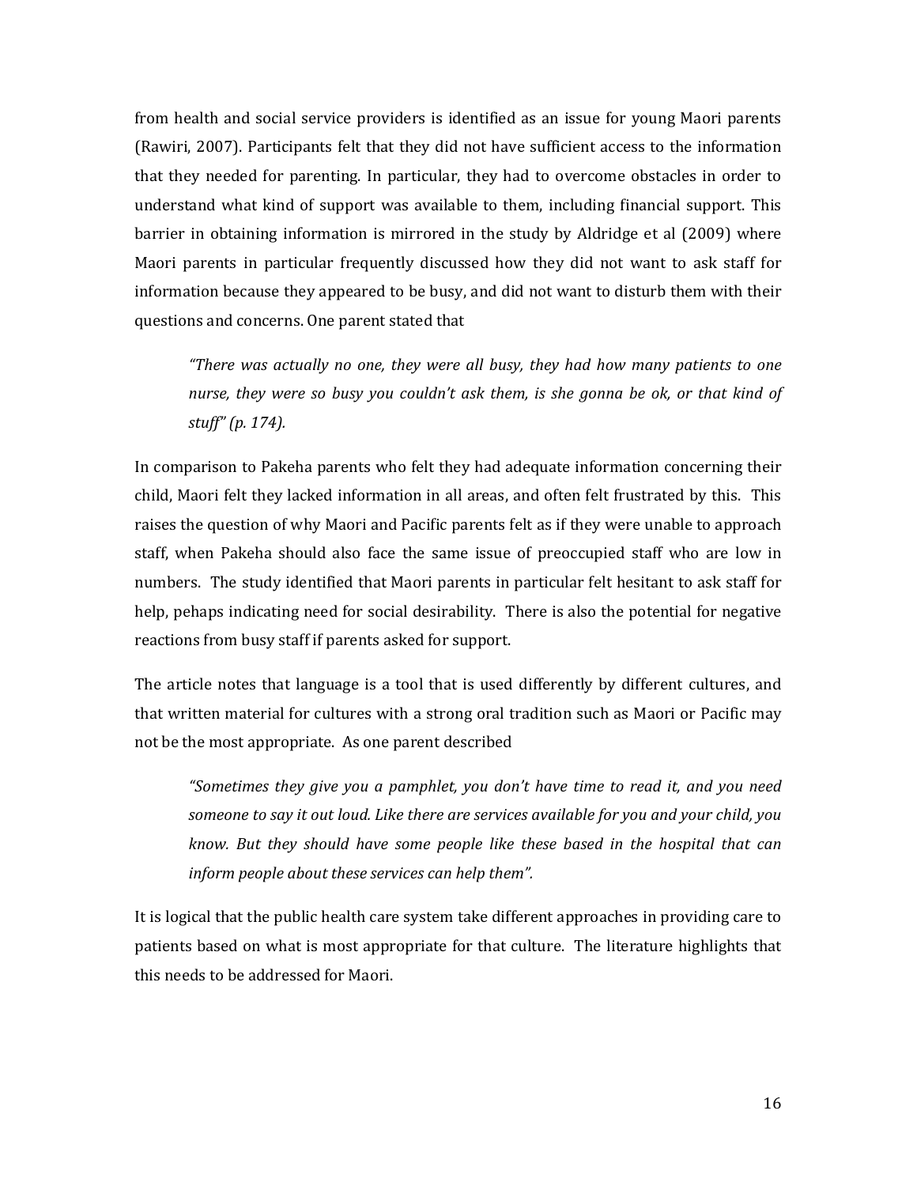from health and social service providers is identified as an issue for young Maori parents (Rawiri, 2007). Participants felt that they did not have sufficient access to the information that they needed for parenting. In particular, they had to overcome obstacles in order to understand what kind of support was available to them, including financial support. This barrier in obtaining information is mirrored in the study by Aldridge et al (2009) where Maori parents in particular frequently discussed how they did not want to ask staff for information because they appeared to be busy, and did not want to disturb them with their questions and concerns. One parent stated that

> *"There was actually no one, they were all busy, they had how many patients to one nurse, they were so busy you couldn't ask them, is she gonna be ok, or that kind of stuff" (p. 174).*

In comparison to Pakeha parents who felt they had adequate information concerning their child, Maori felt they lacked information in all areas, and often felt frustrated by this. This raises the question of why Maori and Pacific parents felt as if they were unable to approach staff, when Pakeha should also face the same issue of preoccupied staff who are low in numbers. The study identified that Maori parents in particular felt hesitant to ask staff for help, pehaps indicating need for social desirability. There is also the potential for negative reactions from busy staff if parents asked for support.

The article notes that language is a tool that is used differently by different cultures, and that written material for cultures with a strong oral tradition such as Maori or Pacific may not be the most appropriate. As one parent described

> *"Sometimes they give you a pamphlet, you don't have time to read it, and you need someone to say it out loud. Like there are services available for you and your child, you know. But they should have some people like these based in the hospital that can inform people about these services can help them".*

It is logical that the public health care system take different approaches in providing care to patients based on what is most appropriate for that culture. The literature highlights that this needs to be addressed for Maori.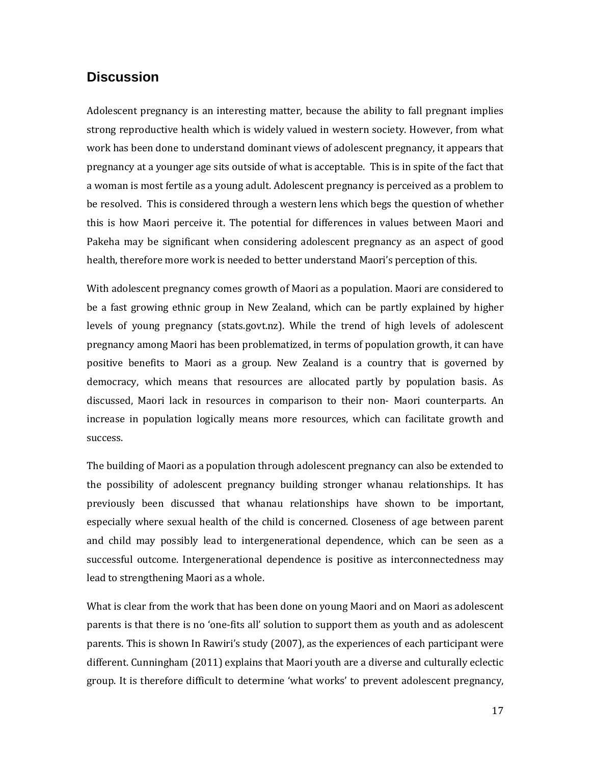## Discussion

Adolescent pregnancy is an interesting matter, because the ability to fall pregnant implies strong reproductive health which is widely valued in western society. However, from what work has been done to understand dominant views of adolescent pregnancy, it appears that pregnancy at a younger age sits outside of what is acceptable. This is in spite of the fact that a woman is most fertile as a young adult. Adolescent pregnancy is perceived as a problem to be resolved. This is considered through a western lens which begs the question of whether this is how Maori perceive it. The potential for differences in values between Maori and Pakeha may be significant when considering adolescent pregnancy as an aspect of good health, therefore more work is needed to better understand Maori's perception of this.

With adolescent pregnancy comes growth of Maori as a population. Maori are considered to be a fast growing ethnic group in New Zealand, which can be partly explained by higher levels of young pregnancy (stats.govt.nz). While the trend of high levels of adolescent pregnancy among Maori has been problematized, in terms of population growth, it can have positive benefits to Maori as a group. New Zealand is a country that is governed by democracy, which means that resources are allocated partly by population basis. As discussed, Maori lack in resources in comparison to their non- Maori counterparts. An increase in population logically means more resources, which can facilitate growth and success.

The building of Maori as a population through adolescent pregnancy can also be extended to the possibility of adolescent pregnancy building stronger whanau relationships. It has previously been discussed that whanau relationships have shown to be important, especially where sexual health of the child is concerned. Closeness of age between parent and child may possibly lead to intergenerational dependence, which can be seen as a successful outcome. Intergenerational dependence is positive as interconnectedness may lead to strengthening Maori as a whole.

What is clear from the work that has been done on young Maori and on Maori as adolescent parents is that there is no 'one-fits all' solution to support them as youth and as adolescent parents. This is shown In Rawiri's study (2007), as the experiences of each participant were different. Cunningham (2011) explains that Maori youth are a diverse and culturally eclectic group. It is therefore difficult to determine 'what works' to prevent adolescent pregnancy,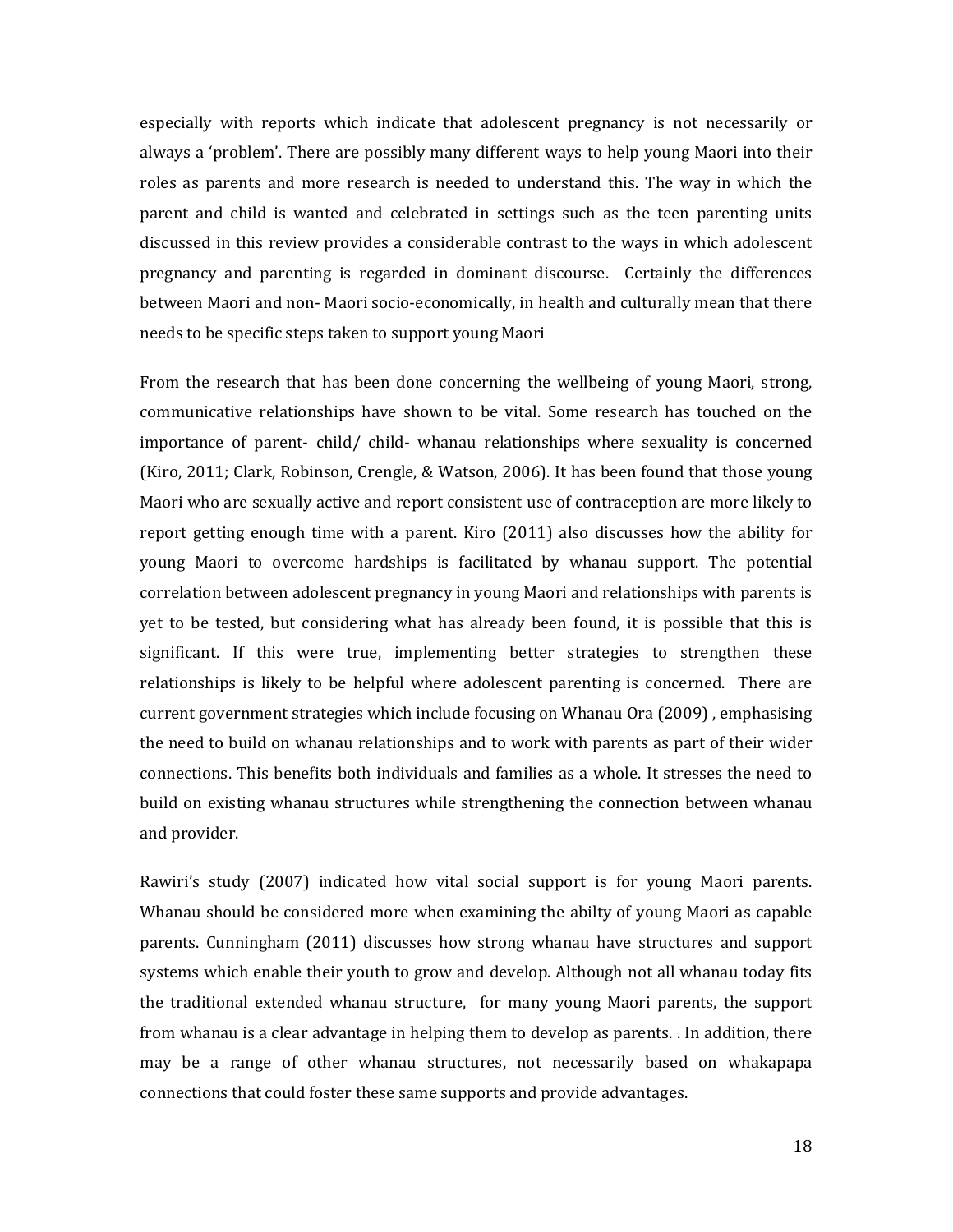especially with reports which indicate that adolescent pregnancy is not necessarily or always a 'problem'. There are possibly many different ways to help young Maori into their roles as parents and more research is needed to understand this. The way in which the parent and child is wanted and celebrated in settings such as the teen parenting units discussed in this review provides a considerable contrast to the ways in which adolescent pregnancy and parenting is regarded in dominant discourse. Certainly the differences between Maori and non- Maori socio-economically, in health and culturally mean that there needs to be specific steps taken to support young Maori

From the research that has been done concerning the wellbeing of young Maori, strong, communicative relationships have shown to be vital. Some research has touched on the importance of parent- child/ child- whanau relationships where sexuality is concerned (Kiro, 2011; Clark, Robinson, Crengle, & Watson, 2006). It has been found that those young Maori who are sexually active and report consistent use of contraception are more likely to report getting enough time with a parent. Kiro (2011) also discusses how the ability for young Maori to overcome hardships is facilitated by whanau support. The potential correlation between adolescent pregnancy in young Maori and relationships with parents is yet to be tested, but considering what has already been found, it is possible that this is significant. If this were true, implementing better strategies to strengthen these relationships is likely to be helpful where adolescent parenting is concerned. There are current government strategies which include focusing on Whanau Ora (2009) , emphasising the need to build on whanau relationships and to work with parents as part of their wider connections. This benefits both individuals and families as a whole. It stresses the need to build on existing whanau structures while strengthening the connection between whanau and provider.

Rawiri's study (2007) indicated how vital social support is for young Maori parents. Whanau should be considered more when examining the abilty of young Maori as capable parents. Cunningham (2011) discusses how strong whanau have structures and support systems which enable their youth to grow and develop. Although not all whanau today fits the traditional extended whanau structure, for many young Maori parents, the support from whanau is a clear advantage in helping them to develop as parents. . In addition, there may be a range of other whanau structures, not necessarily based on whakapapa connections that could foster these same supports and provide advantages.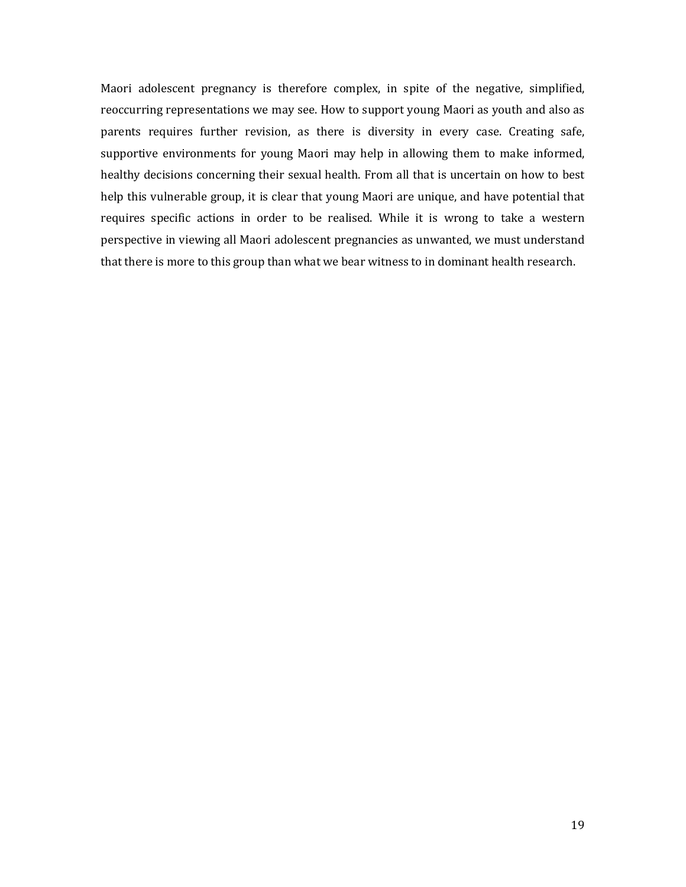Maori adolescent pregnancy is therefore complex, in spite of the negative, simplified, reoccurring representations we may see. How to support young Maori as youth and also as parents requires further revision, as there is diversity in every case. Creating safe, supportive environments for young Maori may help in allowing them to make informed, healthy decisions concerning their sexual health. From all that is uncertain on how to best help this vulnerable group, it is clear that young Maori are unique, and have potential that requires specific actions in order to be realised. While it is wrong to take a western perspective in viewing all Maori adolescent pregnancies as unwanted, we must understand that there is more to this group than what we bear witness to in dominant health research.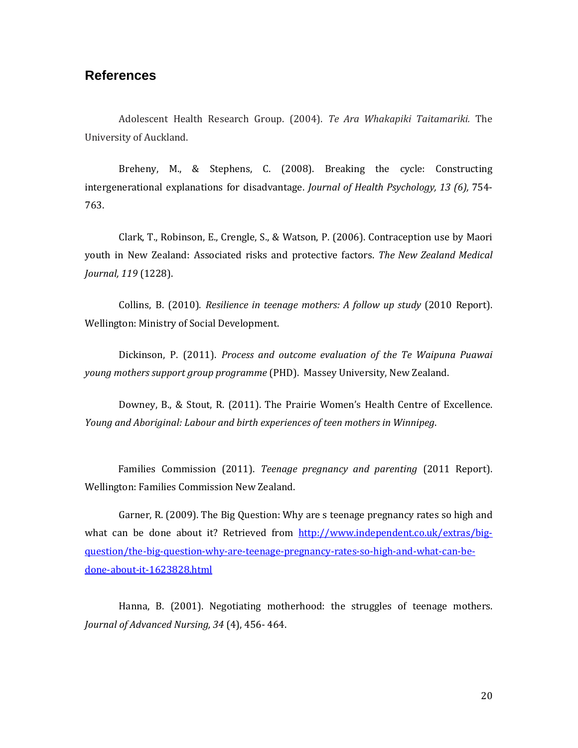## References

Adolescent Health Research Group. (2004). *Te Ara Whakapiki Taitamariki.* The University of Auckland.

Breheny, M., & Stephens, C. (2008). Breaking the cycle: Constructing intergenerational explanations for disadvantage. *Journal of Health Psychology, 13 (6),* 754-763.

Clark, T., Robinson, E., Crengle, S., & Watson, P. (2006). Contraception use by Maori youth in New Zealand: Associated risks and protective factors. *The New Zealand Medical Journal, 119* (1228).

Collins, B. (2010). *Resilience in teenage mothers: A follow up study* (2010 Report). Wellington: Ministry of Social Development.

Dickinson, P. (2011). *Process and outcome evaluation of the Te Waipuna Puawai young mothers support group programme* (PHD). Massey University, New Zealand.

Downey, B., & Stout, R. (2011). The Prairie Women's Health Centre of Excellence. *Young and Aboriginal: Labour and birth experiences of teen mothers in Winnipeg*.

Families Commission (2011). *Teenage pregnancy and parenting* (2011 Report). Wellington: Families Commission New Zealand.

Garner, R. (2009). The Big Question: Why are s teenage pregnancy rates so high and what can be done about it? Retrieved from http://www.independent.co.uk/extras/big-question/the-big-question-why-are-teenage-pregnancy-rates-so-high-and-what-can-be-done-about-it-1623828.html

Hanna, B. (2001). Negotiating motherhood: the struggles of teenage mothers. *Journal of Advanced Nursing, 34* (4), 456- 464.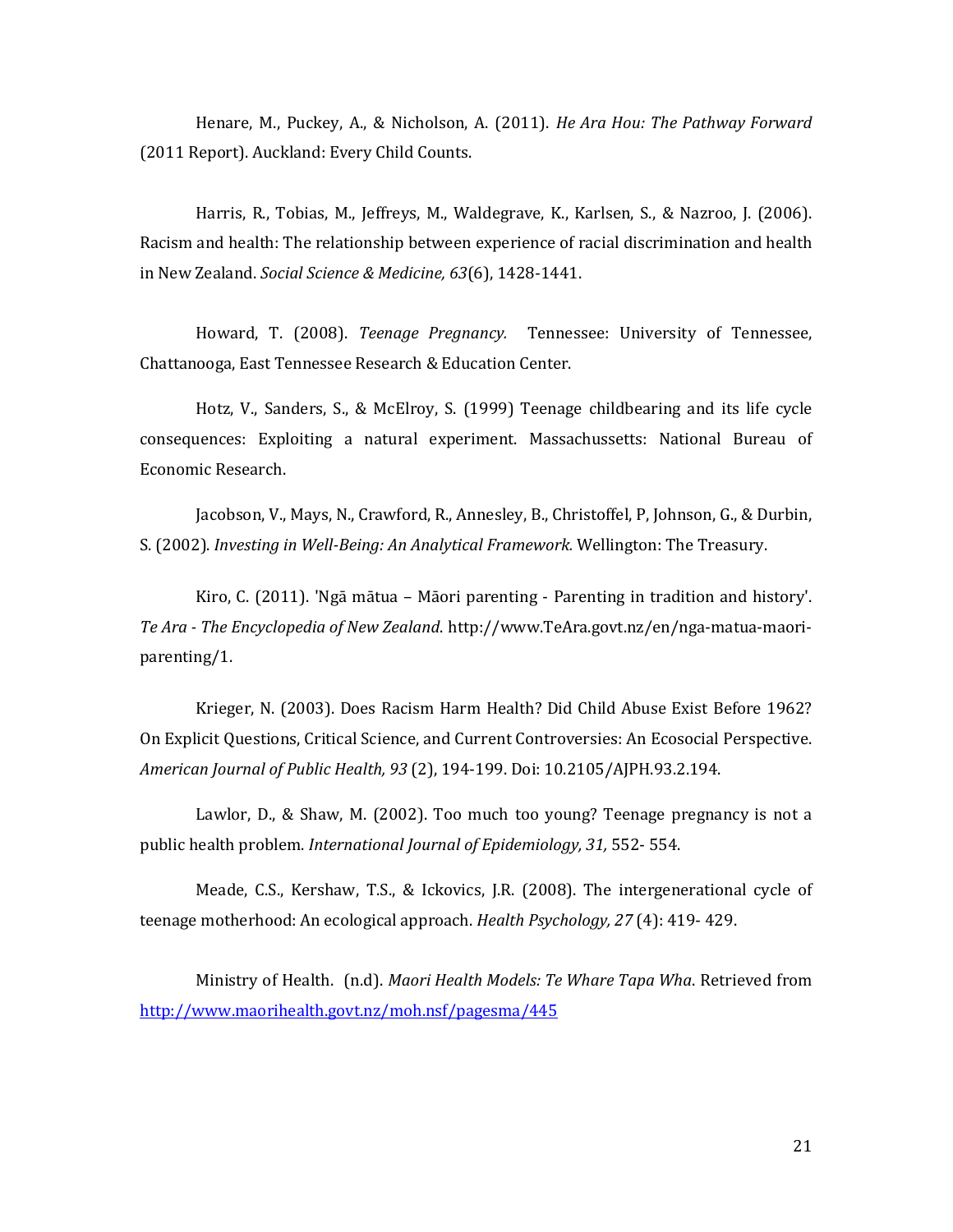Henare, M., Puckey, A., & Nicholson, A. (2011). *He Ara Hou: The Pathway Forward* (2011 Report). Auckland: Every Child Counts.

Harris, R., Tobias, M., Jeffreys, M., Waldegrave, K., Karlsen, S., & Nazroo, J. (2006). Racism and health: The relationship between experience of racial discrimination and health in New Zealand. *Social Science & Medicine, 63*(6), 1428-1441.

Howard, T. (2008). *Teenage Pregnancy.* Tennessee: University of Tennessee, Chattanooga, East Tennessee Research & Education Center.

Hotz, V., Sanders, S., & McElroy, S. (1999) Teenage childbearing and its life cycle consequences: Exploiting a natural experiment. Massachussetts: National Bureau of Economic Research.

Jacobson, V., Mays, N., Crawford, R., Annesley, B., Christoffel, P, Johnson, G., & Durbin, S. (2002). *Investing in Well-Being: An Analytical Framework.* Wellington: The Treasury.

Kiro, C. (2011). 'Ngā mātua – Māori parenting - Parenting in tradition and history'. *Te Ara - The Encyclopedia of New Zealand*. http://www.TeAra.govt.nz/en/nga-matua-maori-parenting/1.

Krieger, N. (2003). Does Racism Harm Health? Did Child Abuse Exist Before 1962? On Explicit Questions, Critical Science, and Current Controversies: An Ecosocial Perspective. *American Journal of Public Health, 93* (2), 194-199. Doi: 10.2105/AJPH.93.2.194.

Lawlor, D., & Shaw, M. (2002). Too much too young? Teenage pregnancy is not a public health problem. *International Journal of Epidemiology, 31,* 552- 554.

Meade, C.S., Kershaw, T.S., & Ickovics, J.R. (2008). The intergenerational cycle of teenage motherhood: An ecological approach. *Health Psychology, 27* (4): 419- 429.

Ministry of Health. (n.d). *Maori Health Models: Te Whare Tapa Wha*. Retrieved from http://www.maorihealth.govt.nz/moh.nsf/pagesma/445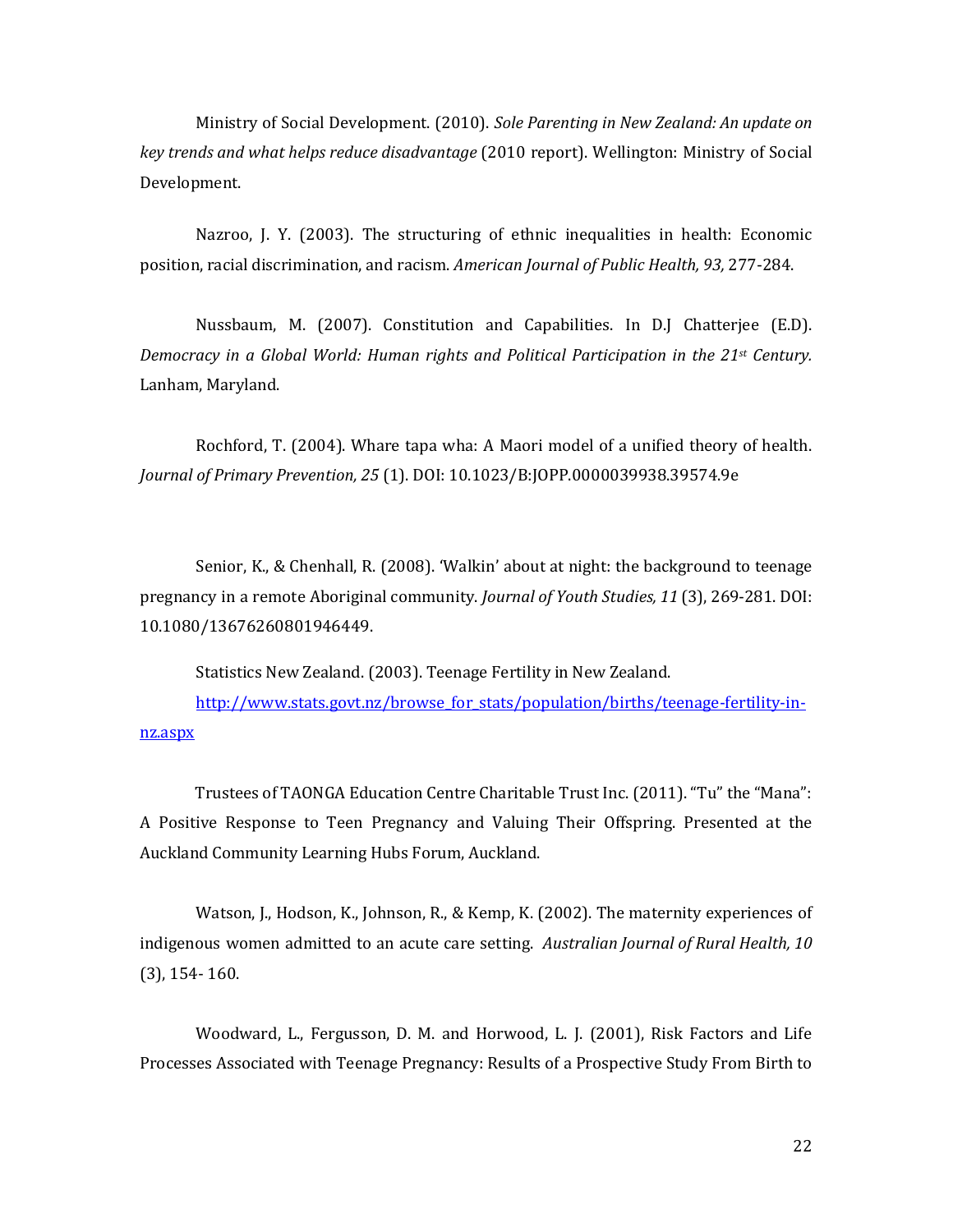Ministry of Social Development. (2010). *Sole Parenting in New Zealand: An update on key trends and what helps reduce disadvantage* (2010 report). Wellington: Ministry of Social Development.

Nazroo, J. Y. (2003). The structuring of ethnic inequalities in health: Economic position, racial discrimination, and racism. *American Journal of Public Health, 93,* 277-284.

Nussbaum, M. (2007). Constitution and Capabilities. In D.J Chatterjee (E.D). *Democracy in a Global World: Human rights and Political Participation in the 21st Century.* Lanham, Maryland.

Rochford, T. (2004). Whare tapa wha: A Maori model of a unified theory of health. *Journal of Primary Prevention, 25* (1). DOI: 10.1023/B:JOPP.0000039938.39574.9e

Senior, K., & Chenhall, R. (2008). 'Walkin' about at night: the background to teenage pregnancy in a remote Aboriginal community. *Journal of Youth Studies, 11* (3), 269-281. DOI: 10.1080/13676260801946449.

Statistics New Zealand. (2003). Teenage Fertility in New Zealand. http://www.stats.govt.nz/browse_for_stats/population/births/teenage-fertility-in-nz.aspx

Trustees of TAONGA Education Centre Charitable Trust Inc. (2011). "Tu" the "Mana": A Positive Response to Teen Pregnancy and Valuing Their Offspring. Presented at the Auckland Community Learning Hubs Forum, Auckland.

Watson, J., Hodson, K., Johnson, R., & Kemp, K. (2002). The maternity experiences of indigenous women admitted to an acute care setting. *Australian Journal of Rural Health, 10* (3), 154- 160.

Woodward, L., Fergusson, D. M. and Horwood, L. J. (2001), Risk Factors and Life Processes Associated with Teenage Pregnancy: Results of a Prospective Study From Birth to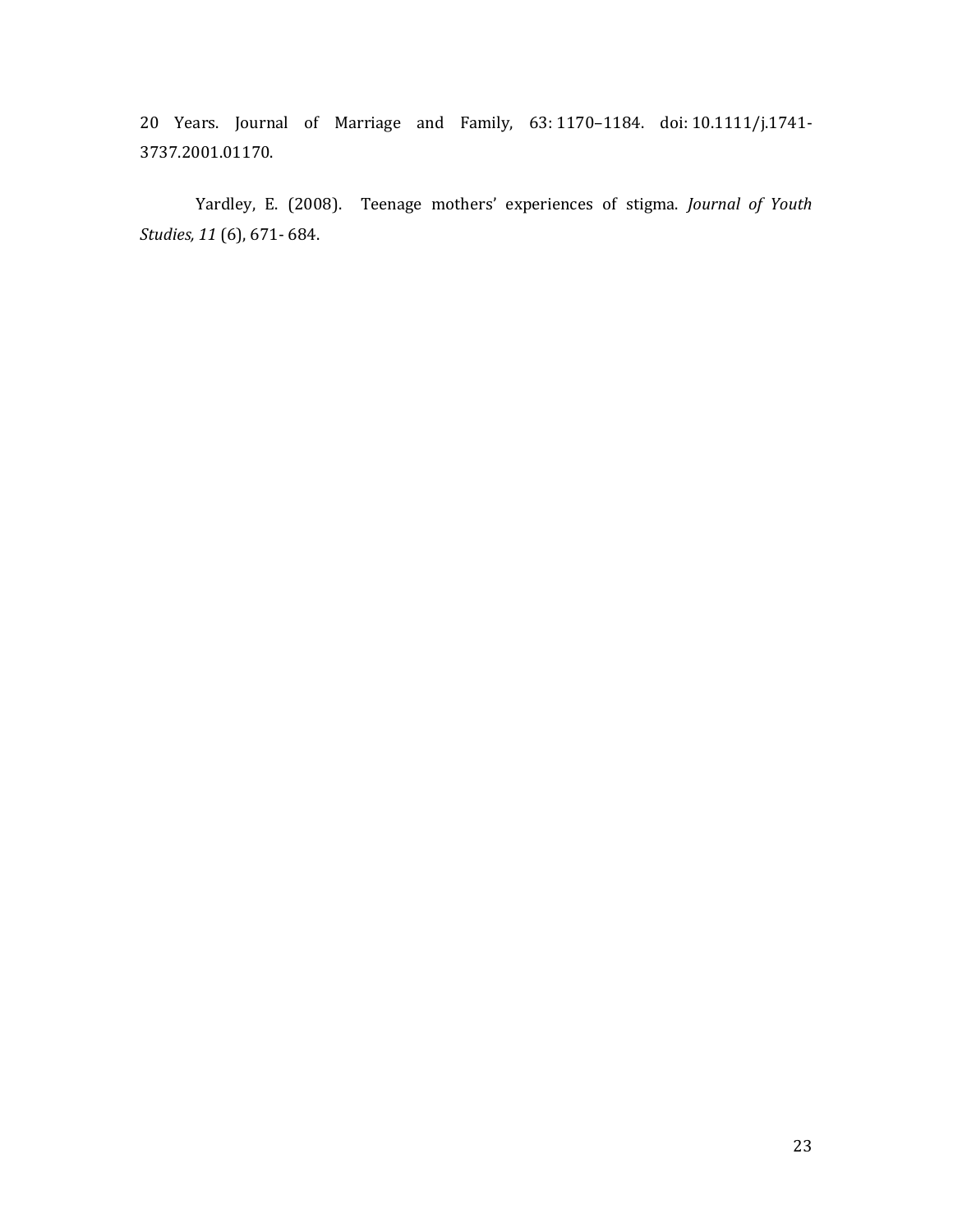20 Years. Journal of Marriage and Family, 63: 1170–1184. doi: 10.1111/j.1741-3737.2001.01170.

Yardley, E. (2008). Teenage mothers' experiences of stigma. *Journal of Youth Studies, 11* (6), 671- 684.